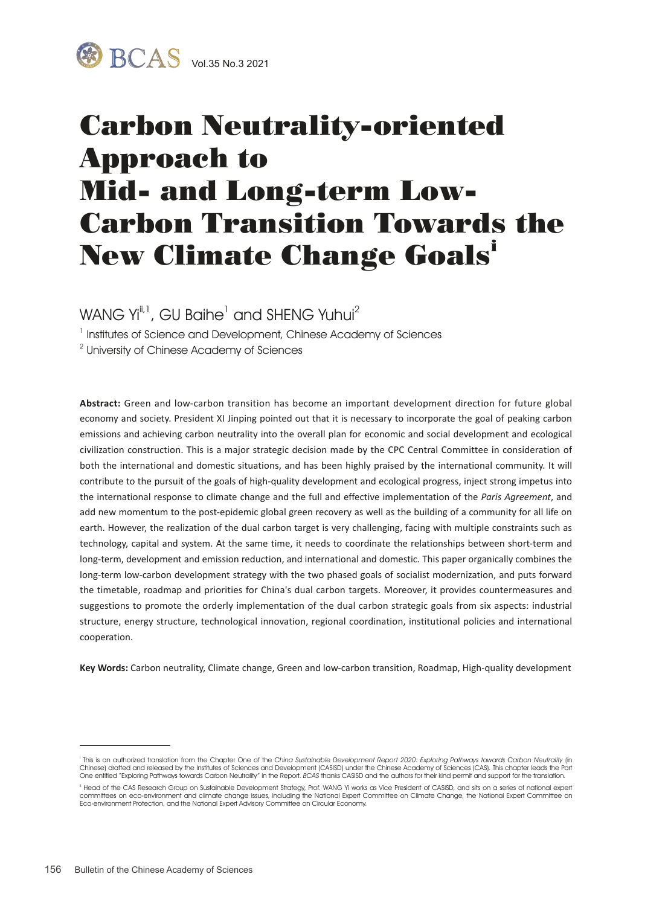# Carbon Neutrality-oriented Approach to Mid- and Long-term Low-Carbon Transition Towards the New Climate Change Goals[i]

WANG Yi[ii,1], GU Baihe[1] and SHENG Yuhui[2]

[1] Institutes of Science and Development, Chinese Academy of Sciences

[2] University of Chinese Academy of Sciences

**Abstract:** Green and low-carbon transition has become an important development direction for future global economy and society. President XI Jinping pointed out that it is necessary to incorporate the goal of peaking carbon emissions and achieving carbon neutrality into the overall plan for economic and social development and ecological civilization construction. This is a major strategic decision made by the CPC Central Committee in consideration of both the international and domestic situations, and has been highly praised by the international community. It will contribute to the pursuit of the goals of high-quality development and ecological progress, inject strong impetus into the international response to climate change and the full and effective implementation of the *Paris Agreement*, and add new momentum to the post-epidemic global green recovery as well as the building of a community for all life on earth. However, the realization of the dual carbon target is very challenging, facing with multiple constraints such as technology, capital and system. At the same time, it needs to coordinate the relationships between short-term and long-term, development and emission reduction, and international and domestic. This paper organically combines the long-term low-carbon development strategy with the two phased goals of socialist modernization, and puts forward the timetable, roadmap and priorities for China's dual carbon targets. Moreover, it provides countermeasures and suggestions to promote the orderly implementation of the dual carbon strategic goals from six aspects: industrial structure, energy structure, technological innovation, regional coordination, institutional policies and international cooperation.

**Key Words:** Carbon neutrality, Climate change, Green and low-carbon transition, Roadmap, High-quality development

---

[i] This is an authorized translation from the Chapter One of the *China Sustainable Development Report 2020: Exploring Pathways towards Carbon Neutrality* (in Chinese) drafted and released by the Institutes of Sciences and Development (CASISD) under the Chinese Academy of Sciences (CAS). This chapter leads the Part One entitled "Exploring Pathways towards Carbon Neutrality" in the Report. *BCAS* thanks CASISD and the authors for their kind permit and support for the translation.

[ii] Head of the CAS Research Group on Sustainable Development Strategy, Prof. WANG Yi works as Vice President of CASISD, and sits on a series of national expert committees on eco-environment and climate change issues, including the National Expert Committee on Climate Change, the National Expert Committee on Eco-environment Protection, and the National Expert Advisory Committee on Circular Economy.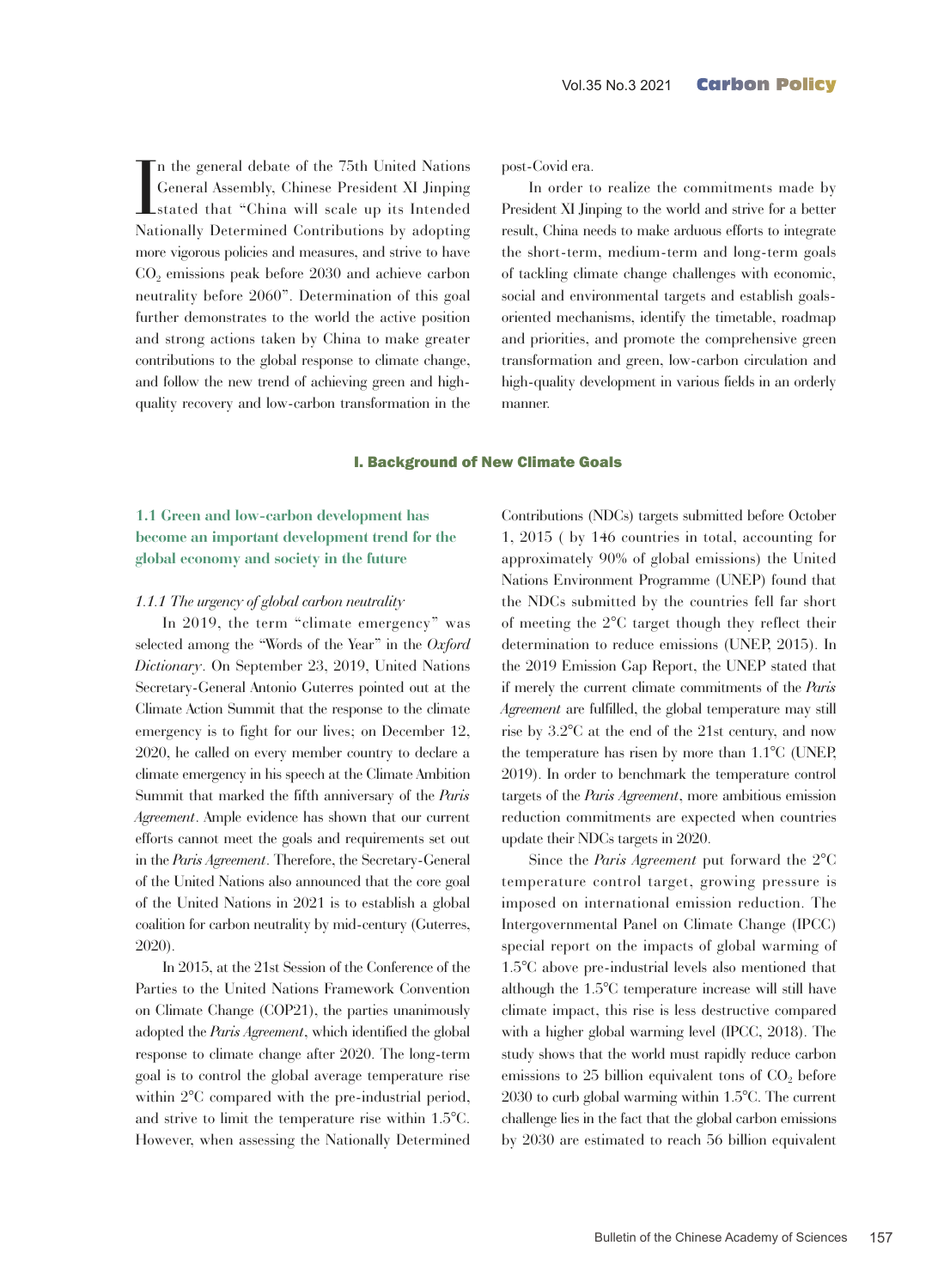In the general debate of the 75th United Nations General Assembly, Chinese President XI Jinping stated that "China will scale up its Intended Nationally Determined Contributions by adopting more vigorous policies and measures, and strive to have $CO_2$ emissions peak before 2030 and achieve carbon neutrality before 2060". Determination of this goal further demonstrates to the world the active position and strong actions taken by China to make greater contributions to the global response to climate change, and follow the new trend of achieving green and high-quality recovery and low-carbon transformation in the post-Covid era.

In order to realize the commitments made by President XI Jinping to the world and strive for a better result, China needs to make arduous efforts to integrate the short-term, medium-term and long-term goals of tackling climate change challenges with economic, social and environmental targets and establish goals-oriented mechanisms, identify the timetable, roadmap and priorities, and promote the comprehensive green transformation and green, low-carbon circulation and high-quality development in various fields in an orderly manner.

## I. Background of New Climate Goals

### 1.1 Green and low-carbon development has become an important development trend for the global economy and society in the future

#### *1.1.1 The urgency of global carbon neutrality*

In 2019, the term "climate emergency" was selected among the "Words of the Year" in the *Oxford Dictionary*. On September 23, 2019, United Nations Secretary-General Antonio Guterres pointed out at the Climate Action Summit that the response to the climate emergency is to fight for our lives; on December 12, 2020, he called on every member country to declare a climate emergency in his speech at the Climate Ambition Summit that marked the fifth anniversary of the *Paris Agreement*. Ample evidence has shown that our current efforts cannot meet the goals and requirements set out in the *Paris Agreement*. Therefore, the Secretary-General of the United Nations also announced that the core goal of the United Nations in 2021 is to establish a global coalition for carbon neutrality by mid-century (Guterres, 2020).

In 2015, at the 21st Session of the Conference of the Parties to the United Nations Framework Convention on Climate Change (COP21), the parties unanimously adopted the *Paris Agreement*, which identified the global response to climate change after 2020. The long-term goal is to control the global average temperature rise within 2°C compared with the pre-industrial period, and strive to limit the temperature rise within 1.5°C. However, when assessing the Nationally Determined Contributions (NDCs) targets submitted before October 1, 2015 ( by 146 countries in total, accounting for approximately 90% of global emissions) the United Nations Environment Programme (UNEP) found that the NDCs submitted by the countries fell far short of meeting the 2°C target though they reflect their determination to reduce emissions (UNEP, 2015). In the 2019 Emission Gap Report, the UNEP stated that if merely the current climate commitments of the *Paris Agreement* are fulfilled, the global temperature may still rise by 3.2°C at the end of the 21st century, and now the temperature has risen by more than 1.1°C (UNEP, 2019). In order to benchmark the temperature control targets of the *Paris Agreement*, more ambitious emission reduction commitments are expected when countries update their NDCs targets in 2020.

Since the *Paris Agreement* put forward the 2°C temperature control target, growing pressure is imposed on international emission reduction. The Intergovernmental Panel on Climate Change (IPCC) special report on the impacts of global warming of 1.5°C above pre-industrial levels also mentioned that although the 1.5°C temperature increase will still have climate impact, this rise is less destructive compared with a higher global warming level (IPCC, 2018). The study shows that the world must rapidly reduce carbon emissions to 25 billion equivalent tons of $CO_2$ before 2030 to curb global warming within 1.5°C. The current challenge lies in the fact that the global carbon emissions by 2030 are estimated to reach 56 billion equivalent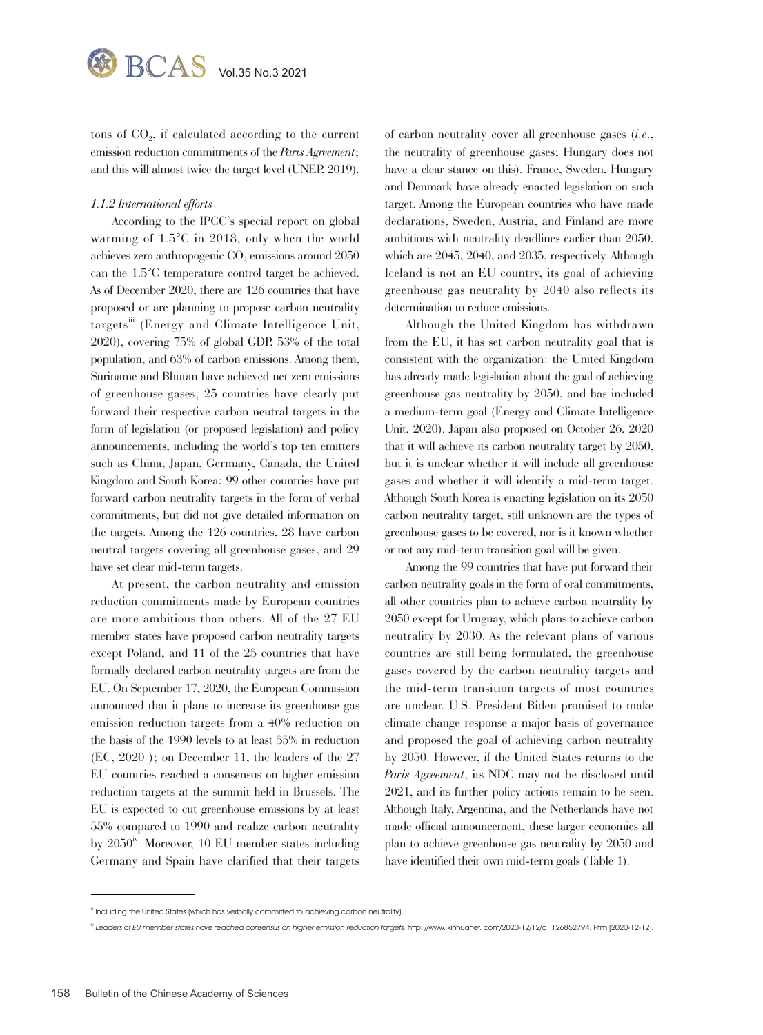tons of $CO_2$, if calculated according to the current emission reduction commitments of the *Paris Agreement*; and this will almost twice the target level (UNEP, 2019).

*1.1.2 International efforts*

According to the IPCC's special report on global warming of 1.5°C in 2018, only when the world achieves zero anthropogenic $CO_2$ emissions around 2050 can the 1.5°C temperature control target be achieved. As of December 2020, there are 126 countries that have proposed or are planning to propose carbon neutrality targets[iii] (Energy and Climate Intelligence Unit, 2020), covering 75% of global GDP, 53% of the total population, and 63% of carbon emissions. Among them, Suriname and Bhutan have achieved net zero emissions of greenhouse gases; 25 countries have clearly put forward their respective carbon neutral targets in the form of legislation (or proposed legislation) and policy announcements, including the world's top ten emitters such as China, Japan, Germany, Canada, the United Kingdom and South Korea; 99 other countries have put forward carbon neutrality targets in the form of verbal commitments, but did not give detailed information on the targets. Among the 126 countries, 28 have carbon neutral targets covering all greenhouse gases, and 29 have set clear mid-term targets.

At present, the carbon neutrality and emission reduction commitments made by European countries are more ambitious than others. All of the 27 EU member states have proposed carbon neutrality targets except Poland, and 11 of the 25 countries that have formally declared carbon neutrality targets are from the EU. On September 17, 2020, the European Commission announced that it plans to increase its greenhouse gas emission reduction targets from a 40% reduction on the basis of the 1990 levels to at least 55% in reduction (EC, 2020 ); on December 11, the leaders of the 27 EU countries reached a consensus on higher emission reduction targets at the summit held in Brussels. The EU is expected to cut greenhouse emissions by at least 55% compared to 1990 and realize carbon neutrality by 2050[iv]. Moreover, 10 EU member states including Germany and Spain have clarified that their targets of carbon neutrality cover all greenhouse gases (*i.e.*, the neutrality of greenhouse gases; Hungary does not have a clear stance on this). France, Sweden, Hungary and Denmark have already enacted legislation on such target. Among the European countries who have made declarations, Sweden, Austria, and Finland are more ambitious with neutrality deadlines earlier than 2050, which are 2045, 2040, and 2035, respectively. Although Iceland is not an EU country, its goal of achieving greenhouse gas neutrality by 2040 also reflects its determination to reduce emissions.

Although the United Kingdom has withdrawn from the EU, it has set carbon neutrality goal that is consistent with the organization: the United Kingdom has already made legislation about the goal of achieving greenhouse gas neutrality by 2050, and has included a medium-term goal (Energy and Climate Intelligence Unit, 2020). Japan also proposed on October 26, 2020 that it will achieve its carbon neutrality target by 2050, but it is unclear whether it will include all greenhouse gases and whether it will identify a mid-term target. Although South Korea is enacting legislation on its 2050 carbon neutrality target, still unknown are the types of greenhouse gases to be covered, nor is it known whether or not any mid-term transition goal will be given.

Among the 99 countries that have put forward their carbon neutrality goals in the form of oral commitments, all other countries plan to achieve carbon neutrality by 2050 except for Uruguay, which plans to achieve carbon neutrality by 2030. As the relevant plans of various countries are still being formulated, the greenhouse gases covered by the carbon neutrality targets and the mid-term transition targets of most countries are unclear. U.S. President Biden promised to make climate change response a major basis of governance and proposed the goal of achieving carbon neutrality by 2050. However, if the United States returns to the *Paris Agreement*, its NDC may not be disclosed until 2021, and its further policy actions remain to be seen. Although Italy, Argentina, and the Netherlands have not made official announcement, these larger economies all plan to achieve greenhouse gas neutrality by 2050 and have identified their own mid-term goals (Table 1).

---

[iii] Including the United States (which has verbally committed to achieving carbon neutrality).

[iv] *Leaders of EU member states have reached consensus on higher emission reduction targets.* http: //www. xinhuanet. com/2020-12/12/c_1126852794. Htm [2020-12-12].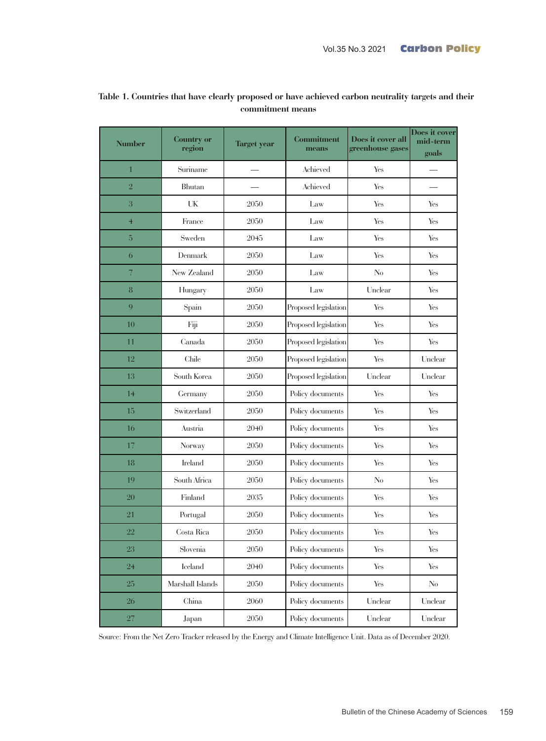**Table 1. Countries that have clearly proposed or have achieved carbon neutrality targets and their commitment means**

| Number | Country or region | Target year | Commitment means | Does it cover all greenhouse gases | Does it cover mid-term goals |
|---|---|---|---|---|---|
| 1 | Suriname | — | Achieved | Yes | — |
| 2 | Bhutan | — | Achieved | Yes | — |
| 3 | UK | 2050 | Law | Yes | Yes |
| 4 | France | 2050 | Law | Yes | Yes |
| 5 | Sweden | 2045 | Law | Yes | Yes |
| 6 | Denmark | 2050 | Law | Yes | Yes |
| 7 | New Zealand | 2050 | Law | No | Yes |
| 8 | Hungary | 2050 | Law | Unclear | Yes |
| 9 | Spain | 2050 | Proposed legislation | Yes | Yes |
| 10 | Fiji | 2050 | Proposed legislation | Yes | Yes |
| 11 | Canada | 2050 | Proposed legislation | Yes | Yes |
| 12 | Chile | 2050 | Proposed legislation | Yes | Unclear |
| 13 | South Korea | 2050 | Proposed legislation | Unclear | Unclear |
| 14 | Germany | 2050 | Policy documents | Yes | Yes |
| 15 | Switzerland | 2050 | Policy documents | Yes | Yes |
| 16 | Austria | 2040 | Policy documents | Yes | Yes |
| 17 | Norway | 2050 | Policy documents | Yes | Yes |
| 18 | Ireland | 2050 | Policy documents | Yes | Yes |
| 19 | South Africa | 2050 | Policy documents | No | Yes |
| 20 | Finland | 2035 | Policy documents | Yes | Yes |
| 21 | Portugal | 2050 | Policy documents | Yes | Yes |
| 22 | Costa Rica | 2050 | Policy documents | Yes | Yes |
| 23 | Slovenia | 2050 | Policy documents | Yes | Yes |
| 24 | Iceland | 2040 | Policy documents | Yes | Yes |
| 25 | Marshall Islands | 2050 | Policy documents | Yes | No |
| 26 | China | 2060 | Policy documents | Unclear | Unclear |
| 27 | Japan | 2050 | Policy documents | Unclear | Unclear |

Source: From the Net Zero Tracker released by the Energy and Climate Intelligence Unit. Data as of December 2020.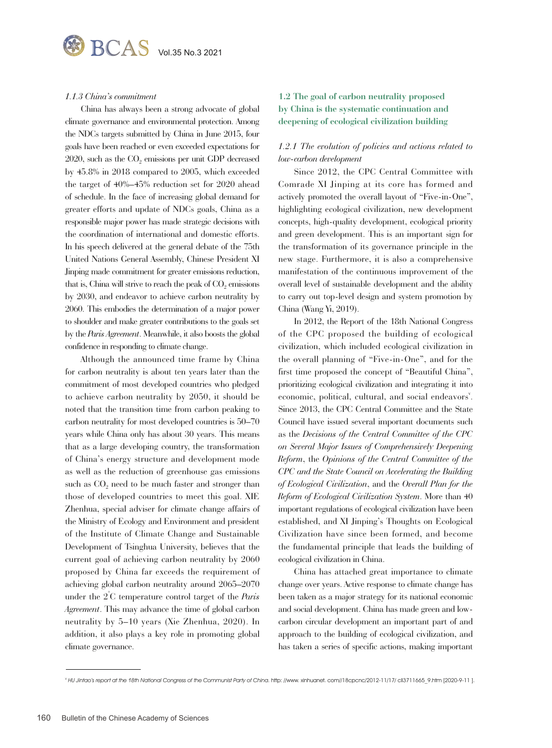#### *1.1.3 China's commitment*

China has always been a strong advocate of global climate governance and environmental protection. Among the NDCs targets submitted by China in June 2015, four goals have been reached or even exceeded expectations for 2020, such as the $CO_2$ emissions per unit GDP decreased by 45.8% in 2018 compared to 2005, which exceeded the target of 40%–45% reduction set for 2020 ahead of schedule. In the face of increasing global demand for greater efforts and update of NDCs goals, China as a responsible major power has made strategic decisions with the coordination of international and domestic efforts. In his speech delivered at the general debate of the 75th United Nations General Assembly, Chinese President XI Jinping made commitment for greater emissions reduction, that is, China will strive to reach the peak of $CO_2$ emissions by 2030, and endeavor to achieve carbon neutrality by 2060. This embodies the determination of a major power to shoulder and make greater contributions to the goals set by the *Paris Agreement*. Meanwhile, it also boosts the global confidence in responding to climate change.

Although the announced time frame by China for carbon neutrality is about ten years later than the commitment of most developed countries who pledged to achieve carbon neutrality by 2050, it should be noted that the transition time from carbon peaking to carbon neutrality for most developed countries is 50–70 years while China only has about 30 years. This means that as a large developing country, the transformation of China's energy structure and development mode as well as the reduction of greenhouse gas emissions such as $CO_2$ need to be much faster and stronger than those of developed countries to meet this goal. XIE Zhenhua, special adviser for climate change affairs of the Ministry of Ecology and Environment and president of the Institute of Climate Change and Sustainable Development of Tsinghua University, believes that the current goal of achieving carbon neutrality by 2060 proposed by China far exceeds the requirement of achieving global carbon neutrality around 2065–2070 under the 2°C temperature control target of the *Paris Agreement*. This may advance the time of global carbon neutrality by 5–10 years (Xie Zhenhua, 2020). In addition, it also plays a key role in promoting global climate governance.

### 1.2 The goal of carbon neutrality proposed by China is the systematic continuation and deepening of ecological civilization building

#### *1.2.1 The evolution of policies and actions related to low-carbon development*

Since 2012, the CPC Central Committee with Comrade XI Jinping at its core has formed and actively promoted the overall layout of "Five-in-One", highlighting ecological civilization, new development concepts, high-quality development, ecological priority and green development. This is an important sign for the transformation of its governance principle in the new stage. Furthermore, it is also a comprehensive manifestation of the continuous improvement of the overall level of sustainable development and the ability to carry out top-level design and system promotion by China (Wang Yi, 2019).

In 2012, the Report of the 18th National Congress of the CPC proposed the building of ecological civilization, which included ecological civilization in the overall planning of "Five-in-One", and for the first time proposed the concept of "Beautiful China", prioritizing ecological civilization and integrating it into economic, political, cultural, and social endeavors[v]. Since 2013, the CPC Central Committee and the State Council have issued several important documents such as the *Decisions of the Central Committee of the CPC on Several Major Issues of Comprehensively Deepening Reform*, the *Opinions of the Central Committee of the CPC and the State Council on Accelerating the Building of Ecological Civilization*, and the *Overall Plan for the Reform of Ecological Civilization System*. More than 40 important regulations of ecological civilization have been established, and XI Jinping's Thoughts on Ecological Civilization have since been formed, and become the fundamental principle that leads the building of ecological civilization in China.

China has attached great importance to climate change over years. Active response to climate change has been taken as a major strategy for its national economic and social development. China has made green and low-carbon circular development an important part of and approach to the building of ecological civilization, and has taken a series of specific actions, making important

---

[v] *HU Jintao's report at the 18th National Congress of the Communist Party of China.* http: //www. xinhuanet. com//18cpcnc/2012-11/17/ c_113711665_9.htm [2020-9-11 ].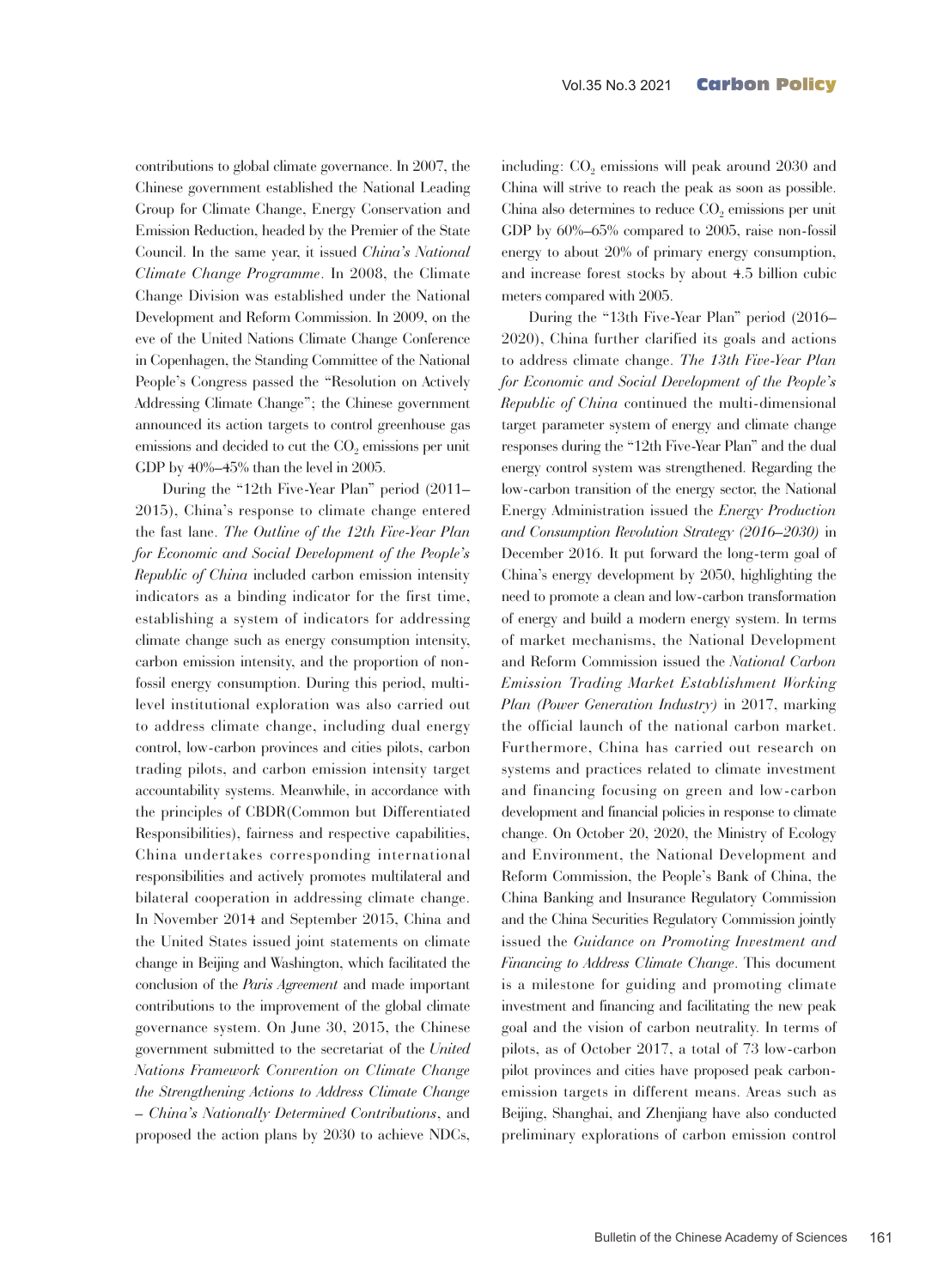contributions to global climate governance. In 2007, the Chinese government established the National Leading Group for Climate Change, Energy Conservation and Emission Reduction, headed by the Premier of the State Council. In the same year, it issued *China's National Climate Change Programme*. In 2008, the Climate Change Division was established under the National Development and Reform Commission. In 2009, on the eve of the United Nations Climate Change Conference in Copenhagen, the Standing Committee of the National People's Congress passed the "Resolution on Actively Addressing Climate Change"; the Chinese government announced its action targets to control greenhouse gas emissions and decided to cut the $CO_2$ emissions per unit GDP by 40%–45% than the level in 2005.

During the "12th Five-Year Plan" period (2011–2015), China's response to climate change entered the fast lane. *The Outline of the 12th Five-Year Plan for Economic and Social Development of the People's Republic of China* included carbon emission intensity indicators as a binding indicator for the first time, establishing a system of indicators for addressing climate change such as energy consumption intensity, carbon emission intensity, and the proportion of non-fossil energy consumption. During this period, multi-level institutional exploration was also carried out to address climate change, including dual energy control, low-carbon provinces and cities pilots, carbon trading pilots, and carbon emission intensity target accountability systems. Meanwhile, in accordance with the principles of CBDR(Common but Differentiated Responsibilities), fairness and respective capabilities, China undertakes corresponding international responsibilities and actively promotes multilateral and bilateral cooperation in addressing climate change. In November 2014 and September 2015, China and the United States issued joint statements on climate change in Beijing and Washington, which facilitated the conclusion of the *Paris Agreement* and made important contributions to the improvement of the global climate governance system. On June 30, 2015, the Chinese government submitted to the secretariat of the *United Nations Framework Convention on Climate Change the Strengthening Actions to Address Climate Change – China's Nationally Determined Contributions*, and proposed the action plans by 2030 to achieve NDCs, including: $CO_2$ emissions will peak around 2030 and China will strive to reach the peak as soon as possible. China also determines to reduce $CO_2$ emissions per unit GDP by 60%–65% compared to 2005, raise non-fossil energy to about 20% of primary energy consumption, and increase forest stocks by about 4.5 billion cubic meters compared with 2005.

During the "13th Five-Year Plan" period (2016–2020), China further clarified its goals and actions to address climate change. *The 13th Five-Year Plan for Economic and Social Development of the People's Republic of China* continued the multi-dimensional target parameter system of energy and climate change responses during the "12th Five-Year Plan" and the dual energy control system was strengthened. Regarding the low-carbon transition of the energy sector, the National Energy Administration issued the *Energy Production and Consumption Revolution Strategy (2016–2030)* in December 2016. It put forward the long-term goal of China's energy development by 2050, highlighting the need to promote a clean and low-carbon transformation of energy and build a modern energy system. In terms of market mechanisms, the National Development and Reform Commission issued the *National Carbon Emission Trading Market Establishment Working Plan (Power Generation Industry)* in 2017, marking the official launch of the national carbon market. Furthermore, China has carried out research on systems and practices related to climate investment and financing focusing on green and low-carbon development and financial policies in response to climate change. On October 20, 2020, the Ministry of Ecology and Environment, the National Development and Reform Commission, the People's Bank of China, the China Banking and Insurance Regulatory Commission and the China Securities Regulatory Commission jointly issued the *Guidance on Promoting Investment and Financing to Address Climate Change*. This document is a milestone for guiding and promoting climate investment and financing and facilitating the new peak goal and the vision of carbon neutrality. In terms of pilots, as of October 2017, a total of 73 low-carbon pilot provinces and cities have proposed peak carbon-emission targets in different means. Areas such as Beijing, Shanghai, and Zhenjiang have also conducted preliminary explorations of carbon emission control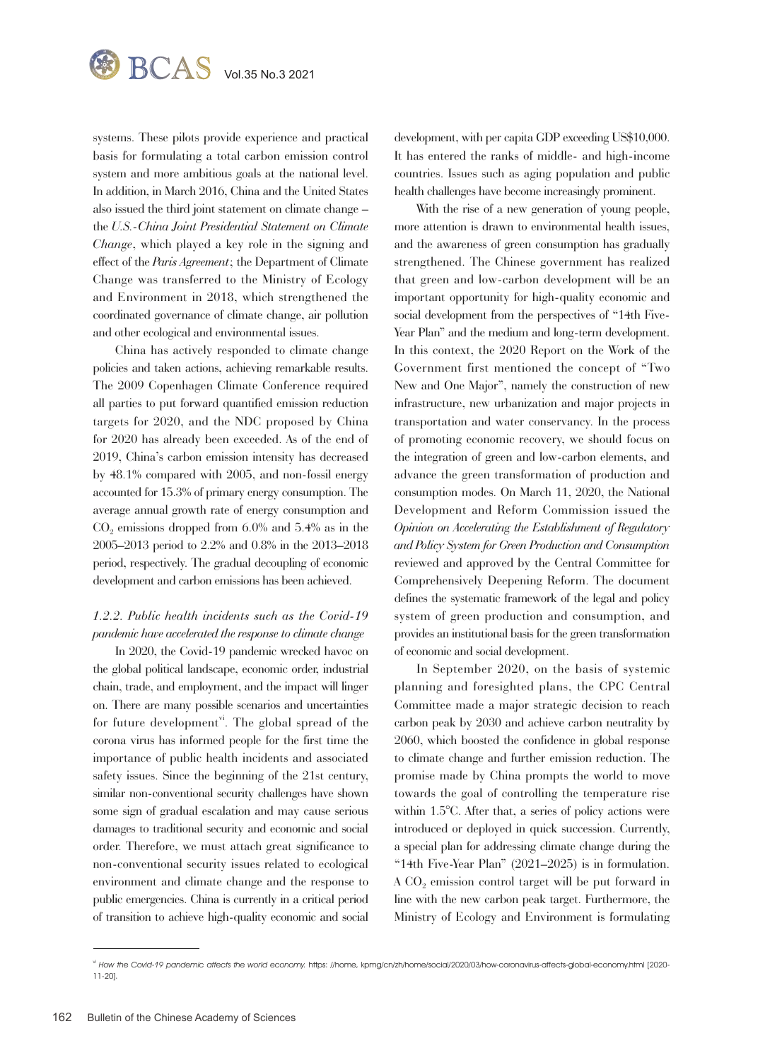systems. These pilots provide experience and practical basis for formulating a total carbon emission control system and more ambitious goals at the national level. In addition, in March 2016, China and the United States also issued the third joint statement on climate change – the *U.S.-China Joint Presidential Statement on Climate Change*, which played a key role in the signing and effect of the *Paris Agreement*; the Department of Climate Change was transferred to the Ministry of Ecology and Environment in 2018, which strengthened the coordinated governance of climate change, air pollution and other ecological and environmental issues.

China has actively responded to climate change policies and taken actions, achieving remarkable results. The 2009 Copenhagen Climate Conference required all parties to put forward quantified emission reduction targets for 2020, and the NDC proposed by China for 2020 has already been exceeded. As of the end of 2019, China's carbon emission intensity has decreased by 48.1% compared with 2005, and non-fossil energy accounted for 15.3% of primary energy consumption. The average annual growth rate of energy consumption and $CO_2$ emissions dropped from 6.0% and 5.4% as in the 2005–2013 period to 2.2% and 0.8% in the 2013–2018 period, respectively. The gradual decoupling of economic development and carbon emissions has been achieved.

#### *1.2.2. Public health incidents such as the Covid-19 pandemic have accelerated the response to climate change*

In 2020, the Covid-19 pandemic wrecked havoc on the global political landscape, economic order, industrial chain, trade, and employment, and the impact will linger on. There are many possible scenarios and uncertainties for future development[vi]. The global spread of the corona virus has informed people for the first time the importance of public health incidents and associated safety issues. Since the beginning of the 21st century, similar non-conventional security challenges have shown some sign of gradual escalation and may cause serious damages to traditional security and economic and social order. Therefore, we must attach great significance to non-conventional security issues related to ecological environment and climate change and the response to public emergencies. China is currently in a critical period of transition to achieve high-quality economic and social development, with per capita GDP exceeding US$10,000. It has entered the ranks of middle- and high-income countries. Issues such as aging population and public health challenges have become increasingly prominent.

With the rise of a new generation of young people, more attention is drawn to environmental health issues, and the awareness of green consumption has gradually strengthened. The Chinese government has realized that green and low-carbon development will be an important opportunity for high-quality economic and social development from the perspectives of "14th Five-Year Plan" and the medium and long-term development. In this context, the 2020 Report on the Work of the Government first mentioned the concept of "Two New and One Major", namely the construction of new infrastructure, new urbanization and major projects in transportation and water conservancy. In the process of promoting economic recovery, we should focus on the integration of green and low-carbon elements, and advance the green transformation of production and consumption modes. On March 11, 2020, the National Development and Reform Commission issued the *Opinion on Accelerating the Establishment of Regulatory and Policy System for Green Production and Consumption* reviewed and approved by the Central Committee for Comprehensively Deepening Reform. The document defines the systematic framework of the legal and policy system of green production and consumption, and provides an institutional basis for the green transformation of economic and social development.

In September 2020, on the basis of systemic planning and foresighted plans, the CPC Central Committee made a major strategic decision to reach carbon peak by 2030 and achieve carbon neutrality by 2060, which boosted the confidence in global response to climate change and further emission reduction. The promise made by China prompts the world to move towards the goal of controlling the temperature rise within 1.5°C. After that, a series of policy actions were introduced or deployed in quick succession. Currently, a special plan for addressing climate change during the "14th Five-Year Plan" (2021–2025) is in formulation. A $CO_2$ emission control target will be put forward in line with the new carbon peak target. Furthermore, the Ministry of Ecology and Environment is formulating

---

[vi] *How the Covid-19 pandemic affects the world economy.* https: //home, kpmg/cn/zh/home/social/2020/03/how-coronavirus-affects-global-economy.html [2020-11-20].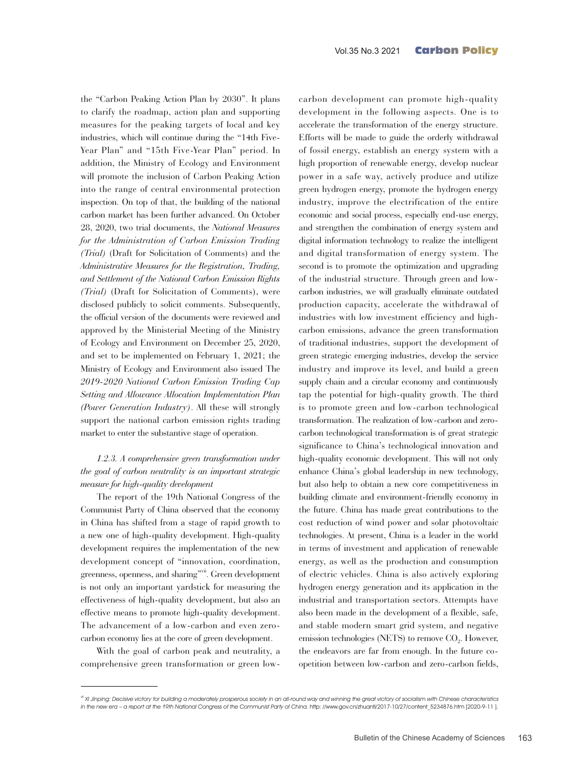the "Carbon Peaking Action Plan by 2030". It plans to clarify the roadmap, action plan and supporting measures for the peaking targets of local and key industries, which will continue during the "14th Five-Year Plan" and "15th Five-Year Plan" period. In addition, the Ministry of Ecology and Environment will promote the inclusion of Carbon Peaking Action into the range of central environmental protection inspection. On top of that, the building of the national carbon market has been further advanced. On October 28, 2020, two trial documents, the *National Measures for the Administration of Carbon Emission Trading (Trial)* (Draft for Solicitation of Comments) and the *Administrative Measures for the Registration, Trading, and Settlement of the National Carbon Emission Rights (Trial)* (Draft for Solicitation of Comments), were disclosed publicly to solicit comments. Subsequently, the official version of the documents were reviewed and approved by the Ministerial Meeting of the Ministry of Ecology and Environment on December 25, 2020, and set to be implemented on February 1, 2021; the Ministry of Ecology and Environment also issued The *2019-2020 National Carbon Emission Trading Cap Setting and Allowance Allocation Implementation Plan (Power Generation Industry)*. All these will strongly support the national carbon emission rights trading market to enter the substantive stage of operation.

#### *1.2.3. A comprehensive green transformation under the goal of carbon neutrality is an important strategic measure for high-quality development*

The report of the 19th National Congress of the Communist Party of China observed that the economy in China has shifted from a stage of rapid growth to a new one of high-quality development. High-quality development requires the implementation of the new development concept of "innovation, coordination, greenness, openness, and sharing"[vii]. Green development is not only an important yardstick for measuring the effectiveness of high-quality development, but also an effective means to promote high-quality development. The advancement of a low-carbon and even zero-carbon economy lies at the core of green development.

With the goal of carbon peak and neutrality, a comprehensive green transformation or green low-carbon development can promote high-quality development in the following aspects. One is to accelerate the transformation of the energy structure. Efforts will be made to guide the orderly withdrawal of fossil energy, establish an energy system with a high proportion of renewable energy, develop nuclear power in a safe way, actively produce and utilize green hydrogen energy, promote the hydrogen energy industry, improve the electrification of the entire economic and social process, especially end-use energy, and strengthen the combination of energy system and digital information technology to realize the intelligent and digital transformation of energy system. The second is to promote the optimization and upgrading of the industrial structure. Through green and low-carbon industries, we will gradually eliminate outdated production capacity, accelerate the withdrawal of industries with low investment efficiency and high-carbon emissions, advance the green transformation of traditional industries, support the development of green strategic emerging industries, develop the service industry and improve its level, and build a green supply chain and a circular economy and continuously tap the potential for high-quality growth. The third is to promote green and low-carbon technological transformation. The realization of low-carbon and zero-carbon technological transformation is of great strategic significance to China's technological innovation and high-quality economic development. This will not only enhance China's global leadership in new technology, but also help to obtain a new core competitiveness in building climate and environment-friendly economy in the future. China has made great contributions to the cost reduction of wind power and solar photovoltaic technologies. At present, China is a leader in the world in terms of investment and application of renewable energy, as well as the production and consumption of electric vehicles. China is also actively exploring hydrogen energy generation and its application in the industrial and transportation sectors. Attempts have also been made in the development of a flexible, safe, and stable modern smart grid system, and negative emission technologies (NETS) to remove $CO_2$. However, the endeavors are far from enough. In the future co-opetition between low-carbon and zero-carbon fields,

---

[vii] *Xi Jinping: Decisive victory for building a moderately prosperous society in an all-round way and winning the great victory of socialism with Chinese characteristics in the new era – a report at the 19th National Congress of the Communist Party of China.* http: //www.gov.cn/zhuanti/2017-10/27/content_5234876.htm [2020-9-11 ].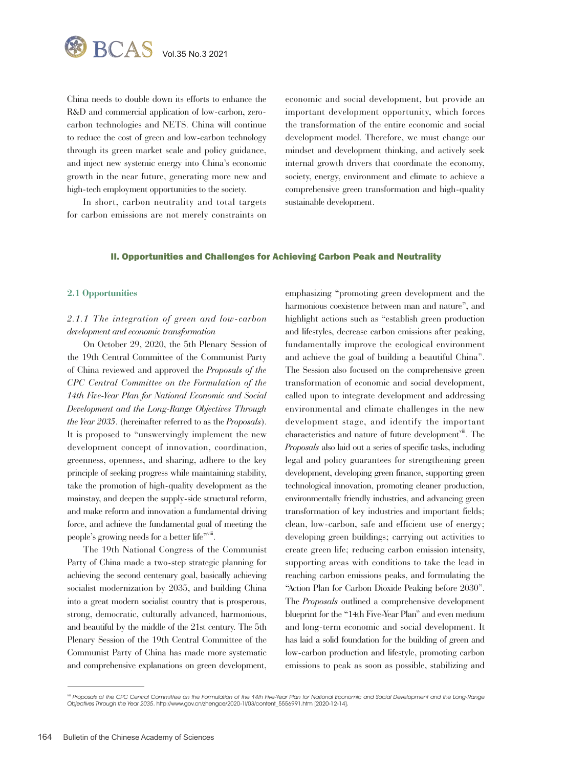China needs to double down its efforts to enhance the R&D and commercial application of low-carbon, zero-carbon technologies and NETS. China will continue to reduce the cost of green and low-carbon technology through its green market scale and policy guidance, and inject new systemic energy into China's economic growth in the near future, generating more new and high-tech employment opportunities to the society.

In short, carbon neutrality and total targets for carbon emissions are not merely constraints on economic and social development, but provide an important development opportunity, which forces the transformation of the entire economic and social development model. Therefore, we must change our mindset and development thinking, and actively seek internal growth drivers that coordinate the economy, society, energy, environment and climate to achieve a comprehensive green transformation and high-quality sustainable development.

## II. Opportunities and Challenges for Achieving Carbon Peak and Neutrality

### 2.1 Opportunities

#### *2.1.1 The integration of green and low-carbon development and economic transformation*

On October 29, 2020, the 5th Plenary Session of the 19th Central Committee of the Communist Party of China reviewed and approved the *Proposals of the CPC Central Committee on the Formulation of the 14th Five-Year Plan for National Economic and Social Development and the Long-Range Objectives Through the Year 2035*. (hereinafter referred to as the *Proposals*). It is proposed to "unswervingly implement the new development concept of innovation, coordination, greenness, openness, and sharing, adhere to the key principle of seeking progress while maintaining stability, take the promotion of high-quality development as the mainstay, and deepen the supply-side structural reform, and make reform and innovation a fundamental driving force, and achieve the fundamental goal of meeting the people's growing needs for a better life"[viii].

The 19th National Congress of the Communist Party of China made a two-step strategic planning for achieving the second centenary goal, basically achieving socialist modernization by 2035, and building China into a great modern socialist country that is prosperous, strong, democratic, culturally advanced, harmonious, and beautiful by the middle of the 21st century. The 5th Plenary Session of the 19th Central Committee of the Communist Party of China has made more systematic and comprehensive explanations on green development, emphasizing "promoting green development and the harmonious coexistence between man and nature", and highlight actions such as "establish green production and lifestyles, decrease carbon emissions after peaking, fundamentally improve the ecological environment and achieve the goal of building a beautiful China". The Session also focused on the comprehensive green transformation of economic and social development, called upon to integrate development and addressing environmental and climate challenges in the new development stage, and identify the important characteristics and nature of future development[viii]. The *Proposals* also laid out a series of specific tasks, including legal and policy guarantees for strengthening green development, developing green finance, supporting green technological innovation, promoting cleaner production, environmentally friendly industries, and advancing green transformation of key industries and important fields; clean, low-carbon, safe and efficient use of energy; developing green buildings; carrying out activities to create green life; reducing carbon emission intensity, supporting areas with conditions to take the lead in reaching carbon emissions peaks, and formulating the "Action Plan for Carbon Dioxide Peaking before 2030". The *Proposals* outlined a comprehensive development blueprint for the "14th Five-Year Plan" and even medium and long-term economic and social development. It has laid a solid foundation for the building of green and low-carbon production and lifestyle, promoting carbon emissions to peak as soon as possible, stabilizing and

---

[viii] *Proposals of the CPC Central Committee on the Formulation of the 14th Five-Year Plan for National Economic and Social Development and the Long-Range Objectives Through the Year 2035*. http://www.gov.cn/zhengce/2020-11/03/content_5556991.htm [2020-12-14].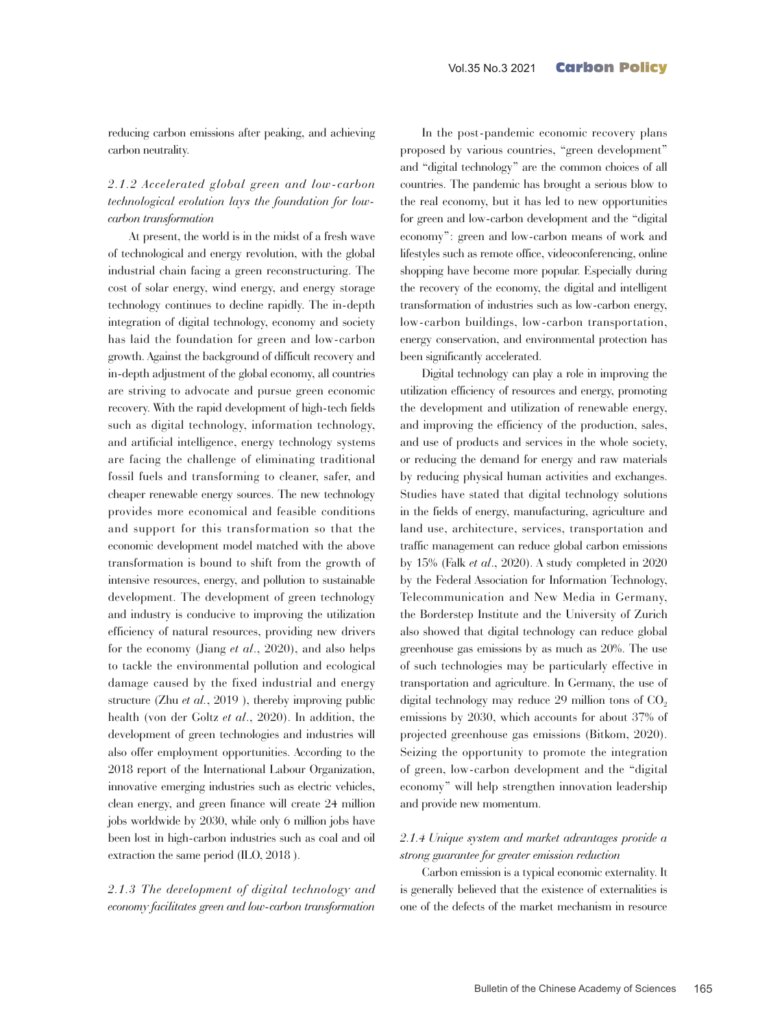reducing carbon emissions after peaking, and achieving carbon neutrality.

### *2.1.2 Accelerated global green and low-carbon technological evolution lays the foundation for low-carbon transformation*

At present, the world is in the midst of a fresh wave of technological and energy revolution, with the global industrial chain facing a green reconstructuring. The cost of solar energy, wind energy, and energy storage technology continues to decline rapidly. The in-depth integration of digital technology, economy and society has laid the foundation for green and low-carbon growth. Against the background of difficult recovery and in-depth adjustment of the global economy, all countries are striving to advocate and pursue green economic recovery. With the rapid development of high-tech fields such as digital technology, information technology, and artificial intelligence, energy technology systems are facing the challenge of eliminating traditional fossil fuels and transforming to cleaner, safer, and cheaper renewable energy sources. The new technology provides more economical and feasible conditions and support for this transformation so that the economic development model matched with the above transformation is bound to shift from the growth of intensive resources, energy, and pollution to sustainable development. The development of green technology and industry is conducive to improving the utilization efficiency of natural resources, providing new drivers for the economy (Jiang *et al*., 2020), and also helps to tackle the environmental pollution and ecological damage caused by the fixed industrial and energy structure (Zhu *et al.*, 2019 ), thereby improving public health (von der Goltz *et al*., 2020). In addition, the development of green technologies and industries will also offer employment opportunities. According to the 2018 report of the International Labour Organization, innovative emerging industries such as electric vehicles, clean energy, and green finance will create 24 million jobs worldwide by 2030, while only 6 million jobs have been lost in high-carbon industries such as coal and oil extraction the same period (ILO, 2018 ).

### *2.1.3 The development of digital technology and economy facilitates green and low-carbon transformation*

In the post-pandemic economic recovery plans proposed by various countries, "green development" and "digital technology" are the common choices of all countries. The pandemic has brought a serious blow to the real economy, but it has led to new opportunities for green and low-carbon development and the "digital economy": green and low-carbon means of work and lifestyles such as remote office, videoconferencing, online shopping have become more popular. Especially during the recovery of the economy, the digital and intelligent transformation of industries such as low-carbon energy, low-carbon buildings, low-carbon transportation, energy conservation, and environmental protection has been significantly accelerated.

Digital technology can play a role in improving the utilization efficiency of resources and energy, promoting the development and utilization of renewable energy, and improving the efficiency of the production, sales, and use of products and services in the whole society, or reducing the demand for energy and raw materials by reducing physical human activities and exchanges. Studies have stated that digital technology solutions in the fields of energy, manufacturing, agriculture and land use, architecture, services, transportation and traffic management can reduce global carbon emissions by 15% (Falk *et al*., 2020). A study completed in 2020 by the Federal Association for Information Technology, Telecommunication and New Media in Germany, the Borderstep Institute and the University of Zurich also showed that digital technology can reduce global greenhouse gas emissions by as much as 20%. The use of such technologies may be particularly effective in transportation and agriculture. In Germany, the use of digital technology may reduce 29 million tons of $CO_2$ emissions by 2030, which accounts for about 37% of projected greenhouse gas emissions (Bitkom, 2020). Seizing the opportunity to promote the integration of green, low-carbon development and the "digital economy" will help strengthen innovation leadership and provide new momentum.

### *2.1.4 Unique system and market advantages provide a strong guarantee for greater emission reduction*

Carbon emission is a typical economic externality. It is generally believed that the existence of externalities is one of the defects of the market mechanism in resource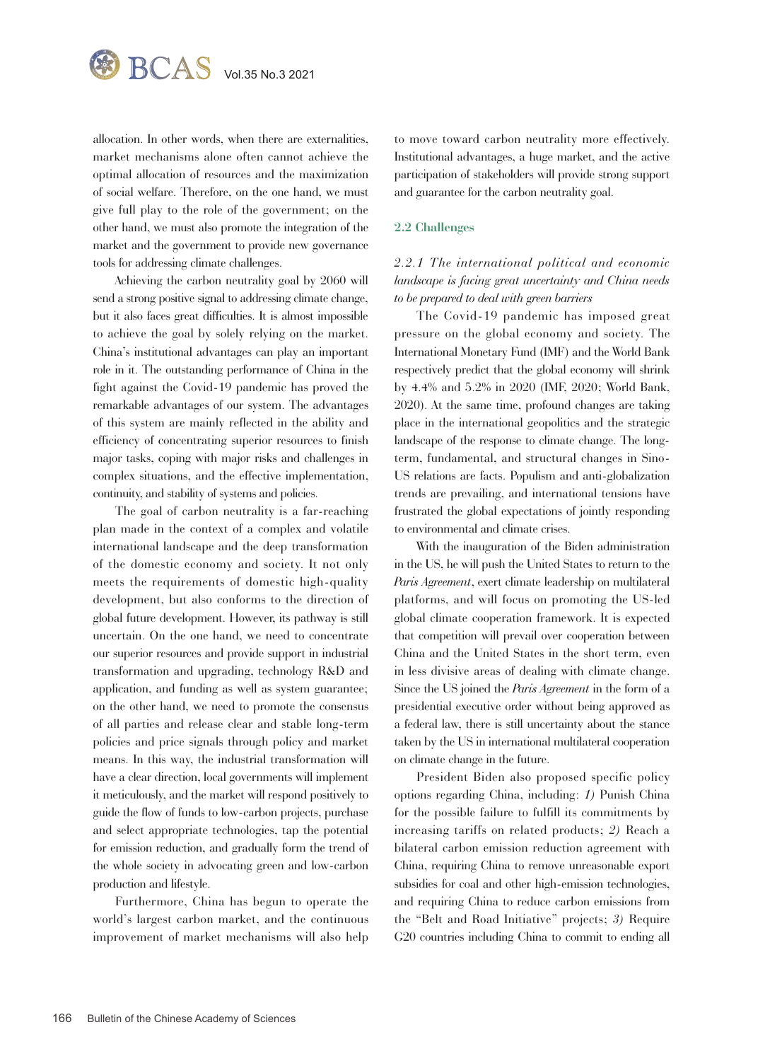allocation. In other words, when there are externalities, market mechanisms alone often cannot achieve the optimal allocation of resources and the maximization of social welfare. Therefore, on the one hand, we must give full play to the role of the government; on the other hand, we must also promote the integration of the market and the government to provide new governance tools for addressing climate challenges.

Achieving the carbon neutrality goal by 2060 will send a strong positive signal to addressing climate change, but it also faces great difficulties. It is almost impossible to achieve the goal by solely relying on the market. China's institutional advantages can play an important role in it. The outstanding performance of China in the fight against the Covid-19 pandemic has proved the remarkable advantages of our system. The advantages of this system are mainly reflected in the ability and efficiency of concentrating superior resources to finish major tasks, coping with major risks and challenges in complex situations, and the effective implementation, continuity, and stability of systems and policies.

The goal of carbon neutrality is a far-reaching plan made in the context of a complex and volatile international landscape and the deep transformation of the domestic economy and society. It not only meets the requirements of domestic high-quality development, but also conforms to the direction of global future development. However, its pathway is still uncertain. On the one hand, we need to concentrate our superior resources and provide support in industrial transformation and upgrading, technology R&D and application, and funding as well as system guarantee; on the other hand, we need to promote the consensus of all parties and release clear and stable long-term policies and price signals through policy and market means. In this way, the industrial transformation will have a clear direction, local governments will implement it meticulously, and the market will respond positively to guide the flow of funds to low-carbon projects, purchase and select appropriate technologies, tap the potential for emission reduction, and gradually form the trend of the whole society in advocating green and low-carbon production and lifestyle.

Furthermore, China has begun to operate the world's largest carbon market, and the continuous improvement of market mechanisms will also help to move toward carbon neutrality more effectively. Institutional advantages, a huge market, and the active participation of stakeholders will provide strong support and guarantee for the carbon neutrality goal.

### 2.2 Challenges

#### *2.2.1 The international political and economic landscape is facing great uncertainty and China needs to be prepared to deal with green barriers*

The Covid-19 pandemic has imposed great pressure on the global economy and society. The International Monetary Fund (IMF) and the World Bank respectively predict that the global economy will shrink by 4.4% and 5.2% in 2020 (IMF, 2020; World Bank, 2020). At the same time, profound changes are taking place in the international geopolitics and the strategic landscape of the response to climate change. The long-term, fundamental, and structural changes in Sino-US relations are facts. Populism and anti-globalization trends are prevailing, and international tensions have frustrated the global expectations of jointly responding to environmental and climate crises.

With the inauguration of the Biden administration in the US, he will push the United States to return to the *Paris Agreement*, exert climate leadership on multilateral platforms, and will focus on promoting the US-led global climate cooperation framework. It is expected that competition will prevail over cooperation between China and the United States in the short term, even in less divisive areas of dealing with climate change. Since the US joined the *Paris Agreement* in the form of a presidential executive order without being approved as a federal law, there is still uncertainty about the stance taken by the US in international multilateral cooperation on climate change in the future.

President Biden also proposed specific policy options regarding China, including: *1)* Punish China for the possible failure to fulfill its commitments by increasing tariffs on related products; *2)* Reach a bilateral carbon emission reduction agreement with China, requiring China to remove unreasonable export subsidies for coal and other high-emission technologies, and requiring China to reduce carbon emissions from the "Belt and Road Initiative" projects; *3)* Require G20 countries including China to commit to ending all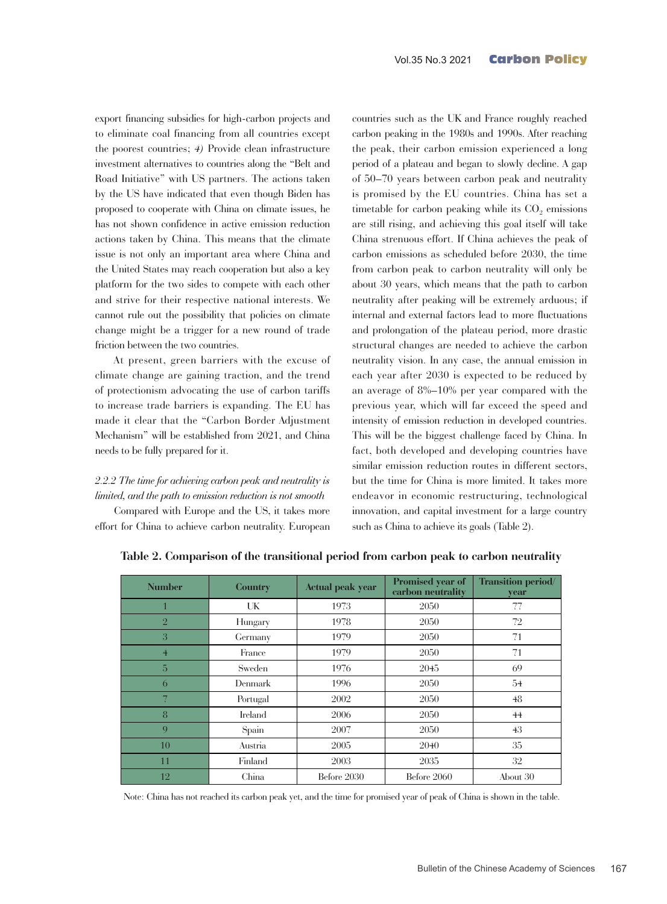export financing subsidies for high-carbon projects and to eliminate coal financing from all countries except the poorest countries; *4)* Provide clean infrastructure investment alternatives to countries along the "Belt and Road Initiative" with US partners. The actions taken by the US have indicated that even though Biden has proposed to cooperate with China on climate issues, he has not shown confidence in active emission reduction actions taken by China. This means that the climate issue is not only an important area where China and the United States may reach cooperation but also a key platform for the two sides to compete with each other and strive for their respective national interests. We cannot rule out the possibility that policies on climate change might be a trigger for a new round of trade friction between the two countries.

At present, green barriers with the excuse of climate change are gaining traction, and the trend of protectionism advocating the use of carbon tariffs to increase trade barriers is expanding. The EU has made it clear that the "Carbon Border Adjustment Mechanism" will be established from 2021, and China needs to be fully prepared for it.

*2.2.2 The time for achieving carbon peak and neutrality is limited, and the path to emission reduction is not smooth*

Compared with Europe and the US, it takes more effort for China to achieve carbon neutrality. European countries such as the UK and France roughly reached carbon peaking in the 1980s and 1990s. After reaching the peak, their carbon emission experienced a long period of a plateau and began to slowly decline. A gap of 50–70 years between carbon peak and neutrality is promised by the EU countries. China has set a timetable for carbon peaking while its $CO_2$ emissions are still rising, and achieving this goal itself will take China strenuous effort. If China achieves the peak of carbon emissions as scheduled before 2030, the time from carbon peak to carbon neutrality will only be about 30 years, which means that the path to carbon neutrality after peaking will be extremely arduous; if internal and external factors lead to more fluctuations and prolongation of the plateau period, more drastic structural changes are needed to achieve the carbon neutrality vision. In any case, the annual emission in each year after 2030 is expected to be reduced by an average of 8%–10% per year compared with the previous year, which will far exceed the speed and intensity of emission reduction in developed countries. This will be the biggest challenge faced by China. In fact, both developed and developing countries have similar emission reduction routes in different sectors, but the time for China is more limited. It takes more endeavor in economic restructuring, technological innovation, and capital investment for a large country such as China to achieve its goals (Table 2).

**Table 2. Comparison of the transitional period from carbon peak to carbon neutrality**

| Number | Country | Actual peak year | Promised year of carbon neutrality | Transition period/year |
|---|---|---|---|---|
| 1 | UK | 1973 | 2050 | 77 |
| 2 | Hungary | 1978 | 2050 | 72 |
| 3 | Germany | 1979 | 2050 | 71 |
| 4 | France | 1979 | 2050 | 71 |
| 5 | Sweden | 1976 | 2045 | 69 |
| 6 | Denmark | 1996 | 2050 | 54 |
| 7 | Portugal | 2002 | 2050 | 48 |
| 8 | Ireland | 2006 | 2050 | 44 |
| 9 | Spain | 2007 | 2050 | 43 |
| 10 | Austria | 2005 | 2040 | 35 |
| 11 | Finland | 2003 | 2035 | 32 |
| 12 | China | Before 2030 | Before 2060 | About 30 |

Note: China has not reached its carbon peak yet, and the time for promised year of peak of China is shown in the table.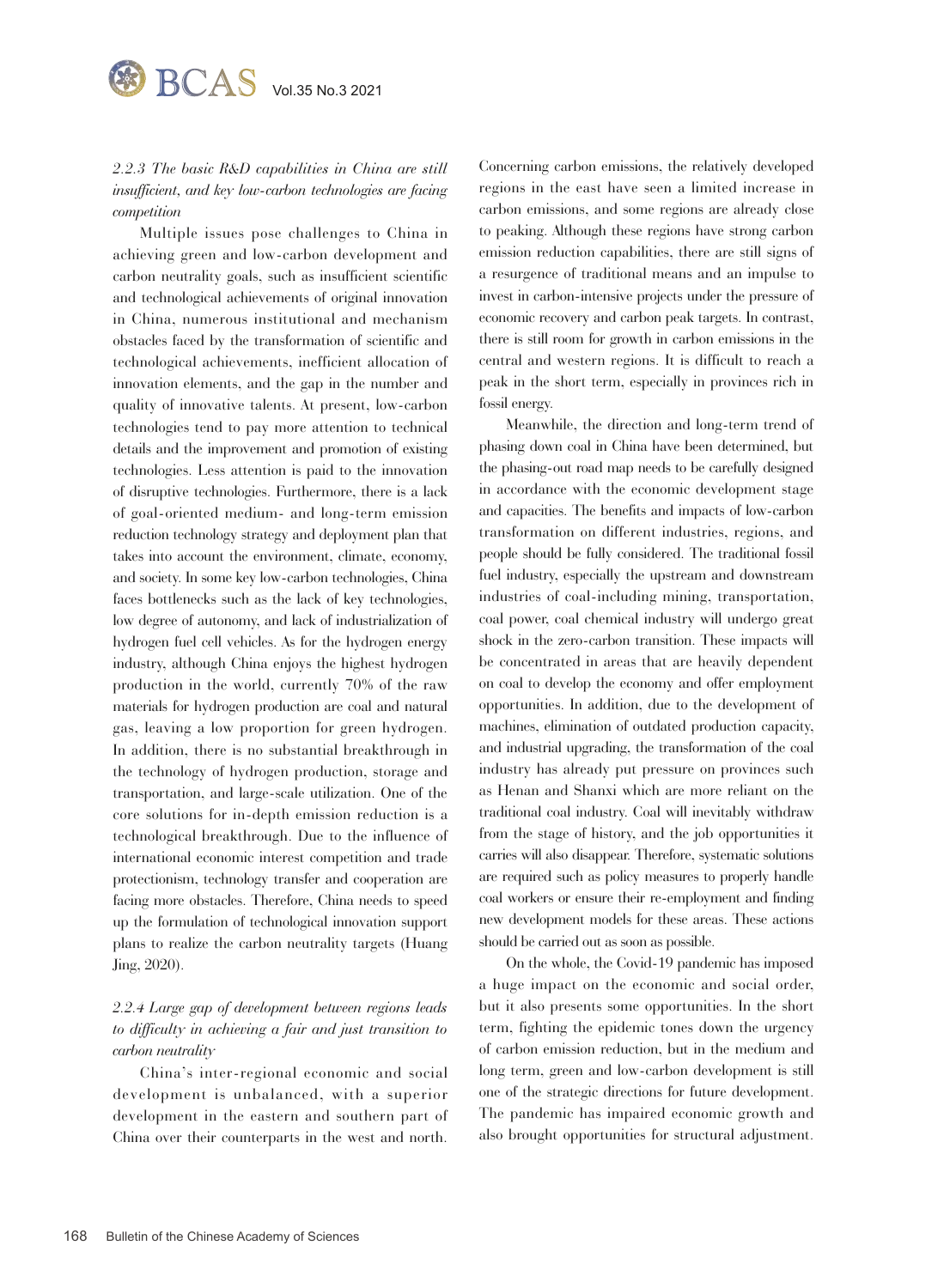#### *2.2.3 The basic R&D capabilities in China are still insufficient, and key low-carbon technologies are facing competition*

Multiple issues pose challenges to China in achieving green and low-carbon development and carbon neutrality goals, such as insufficient scientific and technological achievements of original innovation in China, numerous institutional and mechanism obstacles faced by the transformation of scientific and technological achievements, inefficient allocation of innovation elements, and the gap in the number and quality of innovative talents. At present, low-carbon technologies tend to pay more attention to technical details and the improvement and promotion of existing technologies. Less attention is paid to the innovation of disruptive technologies. Furthermore, there is a lack of goal-oriented medium- and long-term emission reduction technology strategy and deployment plan that takes into account the environment, climate, economy, and society. In some key low-carbon technologies, China faces bottlenecks such as the lack of key technologies, low degree of autonomy, and lack of industrialization of hydrogen fuel cell vehicles. As for the hydrogen energy industry, although China enjoys the highest hydrogen production in the world, currently 70% of the raw materials for hydrogen production are coal and natural gas, leaving a low proportion for green hydrogen. In addition, there is no substantial breakthrough in the technology of hydrogen production, storage and transportation, and large-scale utilization. One of the core solutions for in-depth emission reduction is a technological breakthrough. Due to the influence of international economic interest competition and trade protectionism, technology transfer and cooperation are facing more obstacles. Therefore, China needs to speed up the formulation of technological innovation support plans to realize the carbon neutrality targets (Huang Jing, 2020).

#### *2.2.4 Large gap of development between regions leads to difficulty in achieving a fair and just transition to carbon neutrality*

China's inter-regional economic and social development is unbalanced, with a superior development in the eastern and southern part of China over their counterparts in the west and north. Concerning carbon emissions, the relatively developed regions in the east have seen a limited increase in carbon emissions, and some regions are already close to peaking. Although these regions have strong carbon emission reduction capabilities, there are still signs of a resurgence of traditional means and an impulse to invest in carbon-intensive projects under the pressure of economic recovery and carbon peak targets. In contrast, there is still room for growth in carbon emissions in the central and western regions. It is difficult to reach a peak in the short term, especially in provinces rich in fossil energy.

Meanwhile, the direction and long-term trend of phasing down coal in China have been determined, but the phasing-out road map needs to be carefully designed in accordance with the economic development stage and capacities. The benefits and impacts of low-carbon transformation on different industries, regions, and people should be fully considered. The traditional fossil fuel industry, especially the upstream and downstream industries of coal-including mining, transportation, coal power, coal chemical industry will undergo great shock in the zero-carbon transition. These impacts will be concentrated in areas that are heavily dependent on coal to develop the economy and offer employment opportunities. In addition, due to the development of machines, elimination of outdated production capacity, and industrial upgrading, the transformation of the coal industry has already put pressure on provinces such as Henan and Shanxi which are more reliant on the traditional coal industry. Coal will inevitably withdraw from the stage of history, and the job opportunities it carries will also disappear. Therefore, systematic solutions are required such as policy measures to properly handle coal workers or ensure their re-employment and finding new development models for these areas. These actions should be carried out as soon as possible.

On the whole, the Covid-19 pandemic has imposed a huge impact on the economic and social order, but it also presents some opportunities. In the short term, fighting the epidemic tones down the urgency of carbon emission reduction, but in the medium and long term, green and low-carbon development is still one of the strategic directions for future development. The pandemic has impaired economic growth and also brought opportunities for structural adjustment.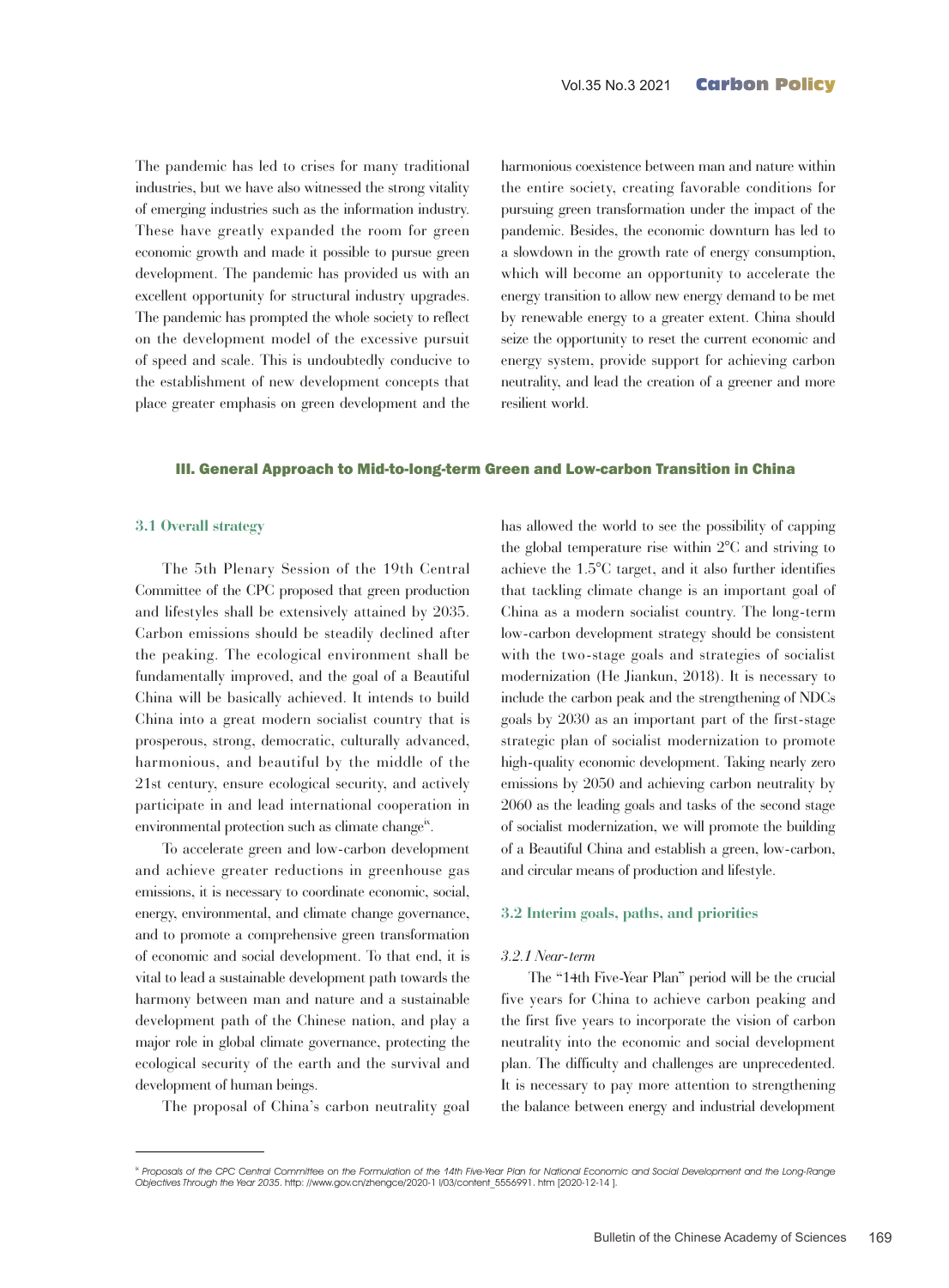The pandemic has led to crises for many traditional industries, but we have also witnessed the strong vitality of emerging industries such as the information industry. These have greatly expanded the room for green economic growth and made it possible to pursue green development. The pandemic has provided us with an excellent opportunity for structural industry upgrades. The pandemic has prompted the whole society to reflect on the development model of the excessive pursuit of speed and scale. This is undoubtedly conducive to the establishment of new development concepts that place greater emphasis on green development and the harmonious coexistence between man and nature within the entire society, creating favorable conditions for pursuing green transformation under the impact of the pandemic. Besides, the economic downturn has led to a slowdown in the growth rate of energy consumption, which will become an opportunity to accelerate the energy transition to allow new energy demand to be met by renewable energy to a greater extent. China should seize the opportunity to reset the current economic and energy system, provide support for achieving carbon neutrality, and lead the creation of a greener and more resilient world.

## III. General Approach to Mid-to-long-term Green and Low-carbon Transition in China

### 3.1 Overall strategy

The 5th Plenary Session of the 19th Central Committee of the CPC proposed that green production and lifestyles shall be extensively attained by 2035. Carbon emissions should be steadily declined after the peaking. The ecological environment shall be fundamentally improved, and the goal of a Beautiful China will be basically achieved. It intends to build China into a great modern socialist country that is prosperous, strong, democratic, culturally advanced, harmonious, and beautiful by the middle of the 21st century, ensure ecological security, and actively participate in and lead international cooperation in environmental protection such as climate change[ix].

To accelerate green and low-carbon development and achieve greater reductions in greenhouse gas emissions, it is necessary to coordinate economic, social, energy, environmental, and climate change governance, and to promote a comprehensive green transformation of economic and social development. To that end, it is vital to lead a sustainable development path towards the harmony between man and nature and a sustainable development path of the Chinese nation, and play a major role in global climate governance, protecting the ecological security of the earth and the survival and development of human beings.

The proposal of China's carbon neutrality goal has allowed the world to see the possibility of capping the global temperature rise within 2°C and striving to achieve the 1.5°C target, and it also further identifies that tackling climate change is an important goal of China as a modern socialist country. The long-term low-carbon development strategy should be consistent with the two-stage goals and strategies of socialist modernization (He Jiankun, 2018). It is necessary to include the carbon peak and the strengthening of NDCs goals by 2030 as an important part of the first-stage strategic plan of socialist modernization to promote high-quality economic development. Taking nearly zero emissions by 2050 and achieving carbon neutrality by 2060 as the leading goals and tasks of the second stage of socialist modernization, we will promote the building of a Beautiful China and establish a green, low-carbon, and circular means of production and lifestyle.

### 3.2 Interim goals, paths, and priorities

#### *3.2.1 Near-term*

The "14th Five-Year Plan" period will be the crucial five years for China to achieve carbon peaking and the first five years to incorporate the vision of carbon neutrality into the economic and social development plan. The difficulty and challenges are unprecedented. It is necessary to pay more attention to strengthening the balance between energy and industrial development

---

[ix] *Proposals of the CPC Central Committee on the Formulation of the 14th Five-Year Plan for National Economic and Social Development and the Long-Range Objectives Through the Year 2035*. http: //www.gov.cn/zhengce/2020-1 l/03/content_5556991. htm [2020-12-14 ].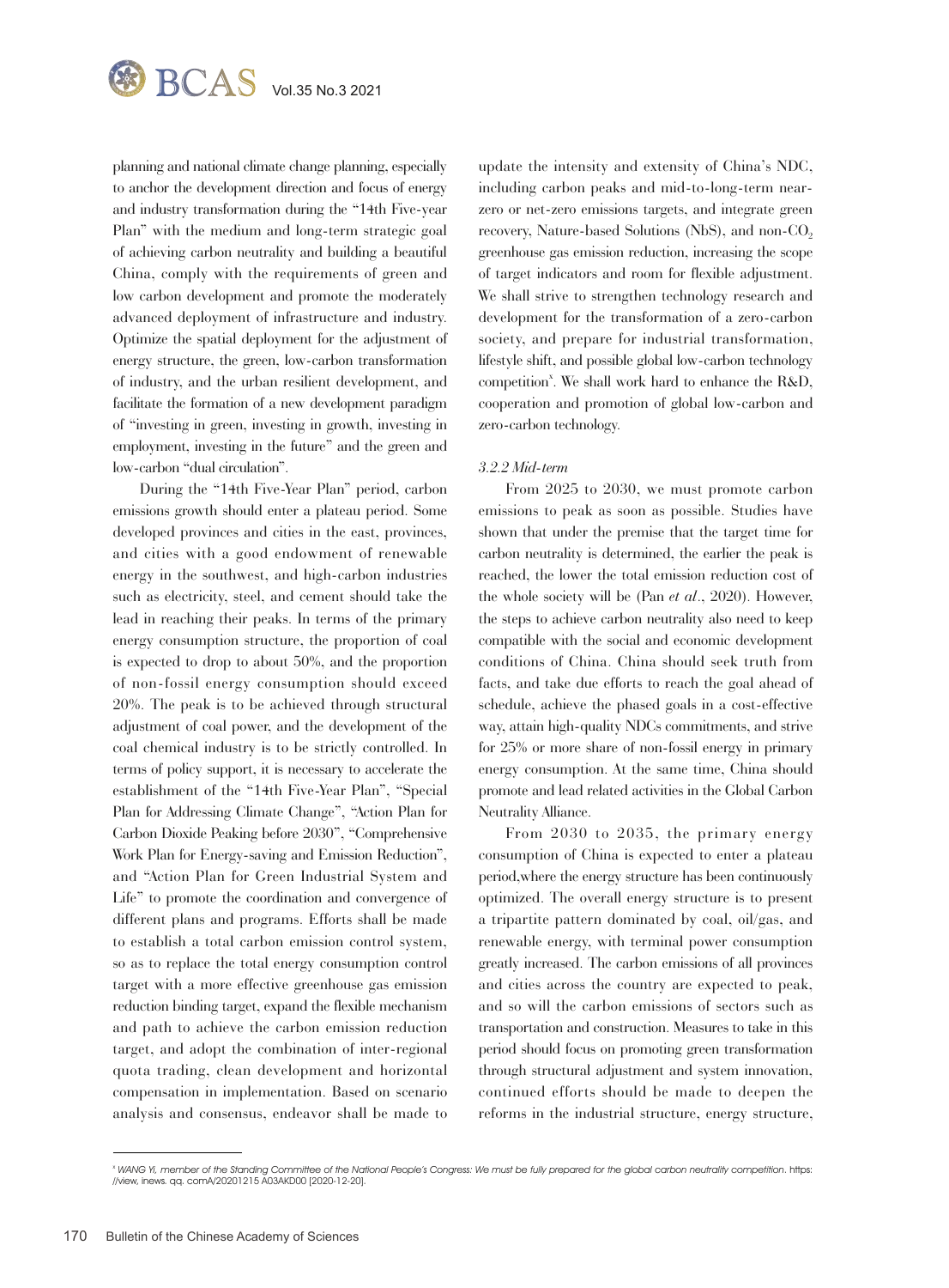planning and national climate change planning, especially to anchor the development direction and focus of energy and industry transformation during the "14th Five-year Plan" with the medium and long-term strategic goal of achieving carbon neutrality and building a beautiful China, comply with the requirements of green and low carbon development and promote the moderately advanced deployment of infrastructure and industry. Optimize the spatial deployment for the adjustment of energy structure, the green, low-carbon transformation of industry, and the urban resilient development, and facilitate the formation of a new development paradigm of "investing in green, investing in growth, investing in employment, investing in the future" and the green and low-carbon "dual circulation".

During the "14th Five-Year Plan" period, carbon emissions growth should enter a plateau period. Some developed provinces and cities in the east, provinces, and cities with a good endowment of renewable energy in the southwest, and high-carbon industries such as electricity, steel, and cement should take the lead in reaching their peaks. In terms of the primary energy consumption structure, the proportion of coal is expected to drop to about 50%, and the proportion of non-fossil energy consumption should exceed 20%. The peak is to be achieved through structural adjustment of coal power, and the development of the coal chemical industry is to be strictly controlled. In terms of policy support, it is necessary to accelerate the establishment of the "14th Five-Year Plan", "Special Plan for Addressing Climate Change", "Action Plan for Carbon Dioxide Peaking before 2030", "Comprehensive Work Plan for Energy-saving and Emission Reduction", and "Action Plan for Green Industrial System and Life" to promote the coordination and convergence of different plans and programs. Efforts shall be made to establish a total carbon emission control system, so as to replace the total energy consumption control target with a more effective greenhouse gas emission reduction binding target, expand the flexible mechanism and path to achieve the carbon emission reduction target, and adopt the combination of inter-regional quota trading, clean development and horizontal compensation in implementation. Based on scenario analysis and consensus, endeavor shall be made to update the intensity and extensity of China's NDC, including carbon peaks and mid-to-long-term near-zero or net-zero emissions targets, and integrate green recovery, Nature-based Solutions (NbS), and non-$CO_2$ greenhouse gas emission reduction, increasing the scope of target indicators and room for flexible adjustment. We shall strive to strengthen technology research and development for the transformation of a zero-carbon society, and prepare for industrial transformation, lifestyle shift, and possible global low-carbon technology competition[x]. We shall work hard to enhance the R&D, cooperation and promotion of global low-carbon and zero-carbon technology.

*3.2.2 Mid-term*

From 2025 to 2030, we must promote carbon emissions to peak as soon as possible. Studies have shown that under the premise that the target time for carbon neutrality is determined, the earlier the peak is reached, the lower the total emission reduction cost of the whole society will be (Pan *et al*., 2020). However, the steps to achieve carbon neutrality also need to keep compatible with the social and economic development conditions of China. China should seek truth from facts, and take due efforts to reach the goal ahead of schedule, achieve the phased goals in a cost-effective way, attain high-quality NDCs commitments, and strive for 25% or more share of non-fossil energy in primary energy consumption. At the same time, China should promote and lead related activities in the Global Carbon Neutrality Alliance.

From 2030 to 2035, the primary energy consumption of China is expected to enter a plateau period,where the energy structure has been continuously optimized. The overall energy structure is to present a tripartite pattern dominated by coal, oil/gas, and renewable energy, with terminal power consumption greatly increased. The carbon emissions of all provinces and cities across the country are expected to peak, and so will the carbon emissions of sectors such as transportation and construction. Measures to take in this period should focus on promoting green transformation through structural adjustment and system innovation, continued efforts should be made to deepen the reforms in the industrial structure, energy structure,

[x] *WANG Yi, member of the Standing Committee of the National People's Congress: We must be fully prepared for the global carbon neutrality competition*. https://view, inews. qq. comA/20201215 A03AKD00 [2020-12-20].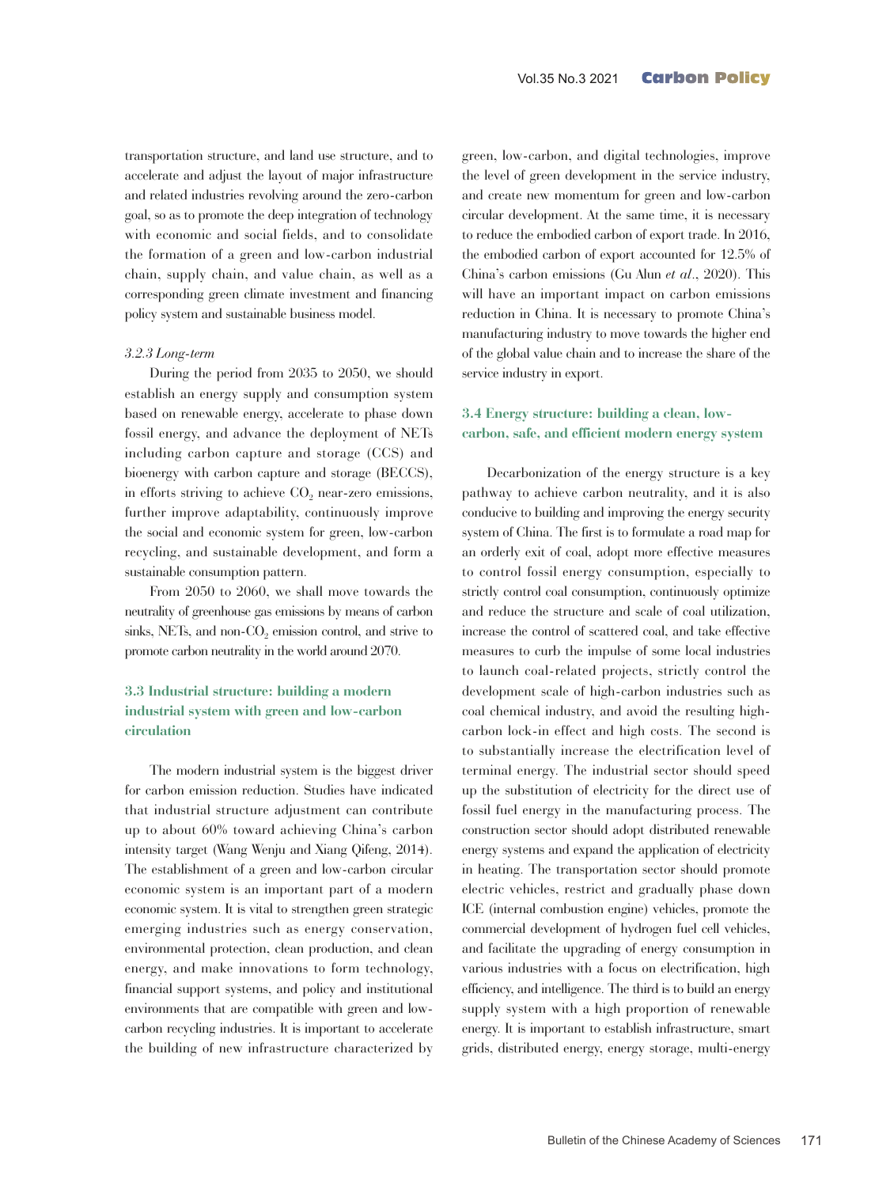transportation structure, and land use structure, and to accelerate and adjust the layout of major infrastructure and related industries revolving around the zero-carbon goal, so as to promote the deep integration of technology with economic and social fields, and to consolidate the formation of a green and low-carbon industrial chain, supply chain, and value chain, as well as a corresponding green climate investment and financing policy system and sustainable business model.

#### *3.2.3 Long-term*

During the period from 2035 to 2050, we should establish an energy supply and consumption system based on renewable energy, accelerate to phase down fossil energy, and advance the deployment of NETs including carbon capture and storage (CCS) and bioenergy with carbon capture and storage (BECCS), in efforts striving to achieve $CO_2$ near-zero emissions, further improve adaptability, continuously improve the social and economic system for green, low-carbon recycling, and sustainable development, and form a sustainable consumption pattern.

From 2050 to 2060, we shall move towards the neutrality of greenhouse gas emissions by means of carbon sinks, NETs, and non-$CO_2$ emission control, and strive to promote carbon neutrality in the world around 2070.

### 3.3 Industrial structure: building a modern industrial system with green and low-carbon circulation

The modern industrial system is the biggest driver for carbon emission reduction. Studies have indicated that industrial structure adjustment can contribute up to about 60% toward achieving China's carbon intensity target (Wang Wenju and Xiang Qifeng, 2014). The establishment of a green and low-carbon circular economic system is an important part of a modern economic system. It is vital to strengthen green strategic emerging industries such as energy conservation, environmental protection, clean production, and clean energy, and make innovations to form technology, financial support systems, and policy and institutional environments that are compatible with green and low-carbon recycling industries. It is important to accelerate the building of new infrastructure characterized by green, low-carbon, and digital technologies, improve the level of green development in the service industry, and create new momentum for green and low-carbon circular development. At the same time, it is necessary to reduce the embodied carbon of export trade. In 2016, the embodied carbon of export accounted for 12.5% of China's carbon emissions (Gu Alun *et al*., 2020). This will have an important impact on carbon emissions reduction in China. It is necessary to promote China's manufacturing industry to move towards the higher end of the global value chain and to increase the share of the service industry in export.

### 3.4 Energy structure: building a clean, low-carbon, safe, and efficient modern energy system

Decarbonization of the energy structure is a key pathway to achieve carbon neutrality, and it is also conducive to building and improving the energy security system of China. The first is to formulate a road map for an orderly exit of coal, adopt more effective measures to control fossil energy consumption, especially to strictly control coal consumption, continuously optimize and reduce the structure and scale of coal utilization, increase the control of scattered coal, and take effective measures to curb the impulse of some local industries to launch coal-related projects, strictly control the development scale of high-carbon industries such as coal chemical industry, and avoid the resulting high-carbon lock-in effect and high costs. The second is to substantially increase the electrification level of terminal energy. The industrial sector should speed up the substitution of electricity for the direct use of fossil fuel energy in the manufacturing process. The construction sector should adopt distributed renewable energy systems and expand the application of electricity in heating. The transportation sector should promote electric vehicles, restrict and gradually phase down ICE (internal combustion engine) vehicles, promote the commercial development of hydrogen fuel cell vehicles, and facilitate the upgrading of energy consumption in various industries with a focus on electrification, high efficiency, and intelligence. The third is to build an energy supply system with a high proportion of renewable energy. It is important to establish infrastructure, smart grids, distributed energy, energy storage, multi-energy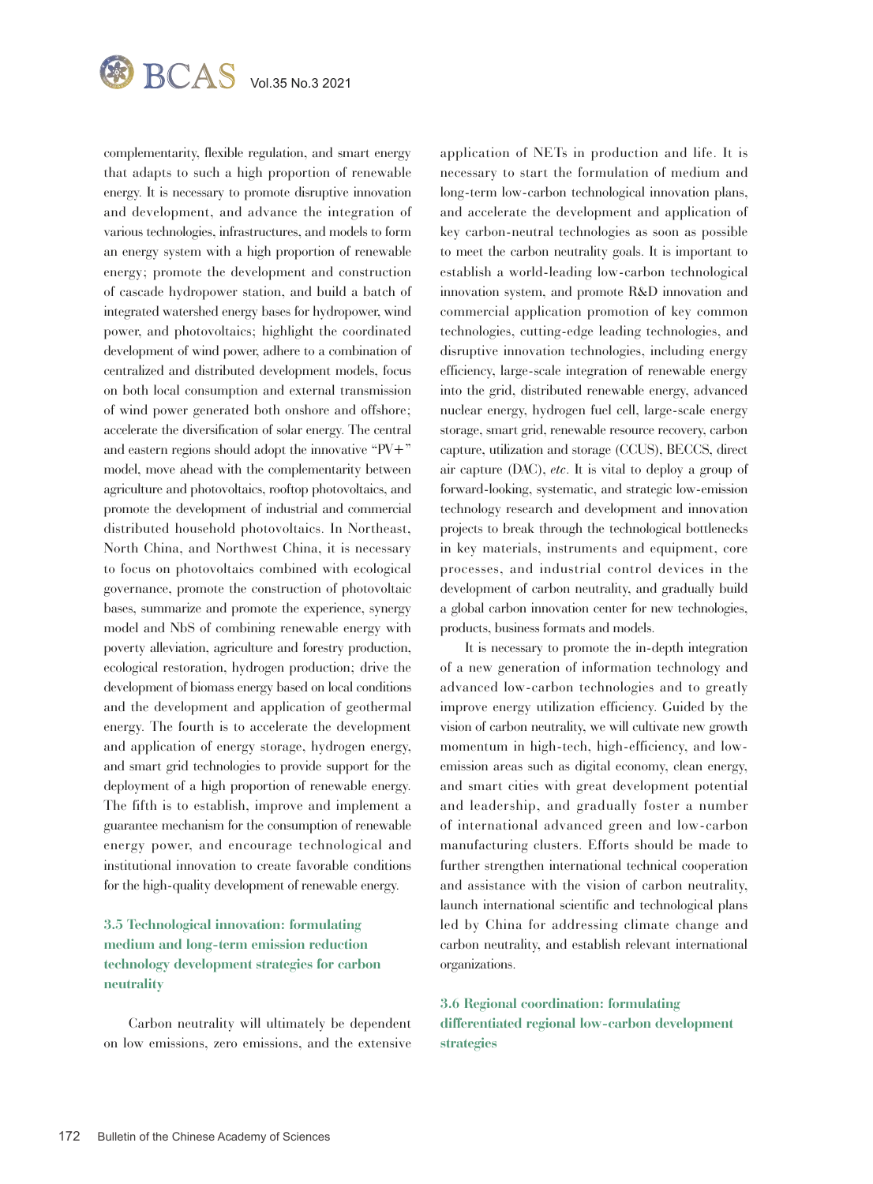complementarity, flexible regulation, and smart energy that adapts to such a high proportion of renewable energy. It is necessary to promote disruptive innovation and development, and advance the integration of various technologies, infrastructures, and models to form an energy system with a high proportion of renewable energy; promote the development and construction of cascade hydropower station, and build a batch of integrated watershed energy bases for hydropower, wind power, and photovoltaics; highlight the coordinated development of wind power, adhere to a combination of centralized and distributed development models, focus on both local consumption and external transmission of wind power generated both onshore and offshore; accelerate the diversification of solar energy. The central and eastern regions should adopt the innovative "PV+" model, move ahead with the complementarity between agriculture and photovoltaics, rooftop photovoltaics, and promote the development of industrial and commercial distributed household photovoltaics. In Northeast, North China, and Northwest China, it is necessary to focus on photovoltaics combined with ecological governance, promote the construction of photovoltaic bases, summarize and promote the experience, synergy model and NbS of combining renewable energy with poverty alleviation, agriculture and forestry production, ecological restoration, hydrogen production; drive the development of biomass energy based on local conditions and the development and application of geothermal energy. The fourth is to accelerate the development and application of energy storage, hydrogen energy, and smart grid technologies to provide support for the deployment of a high proportion of renewable energy. The fifth is to establish, improve and implement a guarantee mechanism for the consumption of renewable energy power, and encourage technological and institutional innovation to create favorable conditions for the high-quality development of renewable energy.

### 3.5 Technological innovation: formulating medium and long-term emission reduction technology development strategies for carbon neutrality

Carbon neutrality will ultimately be dependent on low emissions, zero emissions, and the extensive application of NETs in production and life. It is necessary to start the formulation of medium and long-term low-carbon technological innovation plans, and accelerate the development and application of key carbon-neutral technologies as soon as possible to meet the carbon neutrality goals. It is important to establish a world-leading low-carbon technological innovation system, and promote R&D innovation and commercial application promotion of key common technologies, cutting-edge leading technologies, and disruptive innovation technologies, including energy efficiency, large-scale integration of renewable energy into the grid, distributed renewable energy, advanced nuclear energy, hydrogen fuel cell, large-scale energy storage, smart grid, renewable resource recovery, carbon capture, utilization and storage (CCUS), BECCS, direct air capture (DAC), *etc.* It is vital to deploy a group of forward-looking, systematic, and strategic low-emission technology research and development and innovation projects to break through the technological bottlenecks in key materials, instruments and equipment, core processes, and industrial control devices in the development of carbon neutrality, and gradually build a global carbon innovation center for new technologies, products, business formats and models.

It is necessary to promote the in-depth integration of a new generation of information technology and advanced low-carbon technologies and to greatly improve energy utilization efficiency. Guided by the vision of carbon neutrality, we will cultivate new growth momentum in high-tech, high-efficiency, and low-emission areas such as digital economy, clean energy, and smart cities with great development potential and leadership, and gradually foster a number of international advanced green and low-carbon manufacturing clusters. Efforts should be made to further strengthen international technical cooperation and assistance with the vision of carbon neutrality, launch international scientific and technological plans led by China for addressing climate change and carbon neutrality, and establish relevant international organizations.

### 3.6 Regional coordination: formulating differentiated regional low-carbon development strategies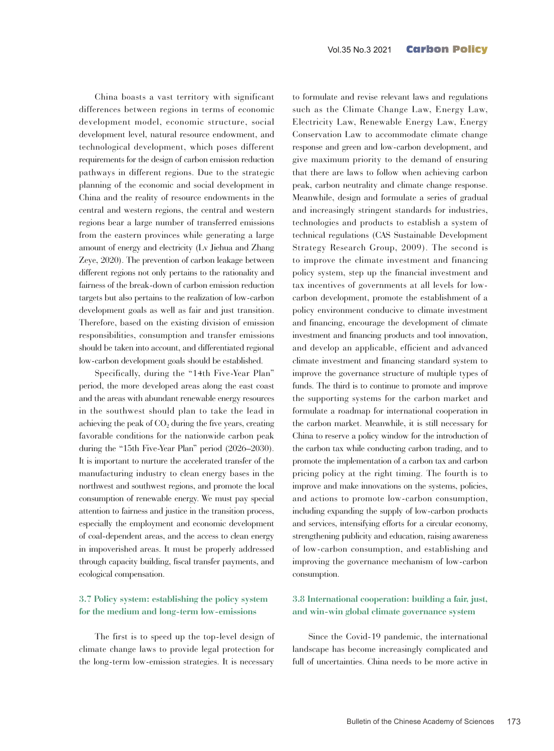China boasts a vast territory with significant differences between regions in terms of economic development model, economic structure, social development level, natural resource endowment, and technological development, which poses different requirements for the design of carbon emission reduction pathways in different regions. Due to the strategic planning of the economic and social development in China and the reality of resource endowments in the central and western regions, the central and western regions bear a large number of transferred emissions from the eastern provinces while generating a large amount of energy and electricity (Lv Jiehua and Zhang Zeye, 2020). The prevention of carbon leakage between different regions not only pertains to the rationality and fairness of the break-down of carbon emission reduction targets but also pertains to the realization of low-carbon development goals as well as fair and just transition. Therefore, based on the existing division of emission responsibilities, consumption and transfer emissions should be taken into account, and differentiated regional low-carbon development goals should be established.

Specifically, during the "14th Five-Year Plan" period, the more developed areas along the east coast and the areas with abundant renewable energy resources in the southwest should plan to take the lead in achieving the peak of $CO_2$ during the five years, creating favorable conditions for the nationwide carbon peak during the "15th Five-Year Plan" period (2026–2030). It is important to nurture the accelerated transfer of the manufacturing industry to clean energy bases in the northwest and southwest regions, and promote the local consumption of renewable energy. We must pay special attention to fairness and justice in the transition process, especially the employment and economic development of coal-dependent areas, and the access to clean energy in impoverished areas. It must be properly addressed through capacity building, fiscal transfer payments, and ecological compensation.

### 3.7 Policy system: establishing the policy system for the medium and long-term low-emissions

The first is to speed up the top-level design of climate change laws to provide legal protection for the long-term low-emission strategies. It is necessary to formulate and revise relevant laws and regulations such as the Climate Change Law, Energy Law, Electricity Law, Renewable Energy Law, Energy Conservation Law to accommodate climate change response and green and low-carbon development, and give maximum priority to the demand of ensuring that there are laws to follow when achieving carbon peak, carbon neutrality and climate change response. Meanwhile, design and formulate a series of gradual and increasingly stringent standards for industries, technologies and products to establish a system of technical regulations (CAS Sustainable Development Strategy Research Group, 2009). The second is to improve the climate investment and financing policy system, step up the financial investment and tax incentives of governments at all levels for low-carbon development, promote the establishment of a policy environment conducive to climate investment and financing, encourage the development of climate investment and financing products and tool innovation, and develop an applicable, efficient and advanced climate investment and financing standard system to improve the governance structure of multiple types of funds. The third is to continue to promote and improve the supporting systems for the carbon market and formulate a roadmap for international cooperation in the carbon market. Meanwhile, it is still necessary for China to reserve a policy window for the introduction of the carbon tax while conducting carbon trading, and to promote the implementation of a carbon tax and carbon pricing policy at the right timing. The fourth is to improve and make innovations on the systems, policies, and actions to promote low-carbon consumption, including expanding the supply of low-carbon products and services, intensifying efforts for a circular economy, strengthening publicity and education, raising awareness of low-carbon consumption, and establishing and improving the governance mechanism of low-carbon consumption.

### 3.8 International cooperation: building a fair, just, and win-win global climate governance system

Since the Covid-19 pandemic, the international landscape has become increasingly complicated and full of uncertainties. China needs to be more active in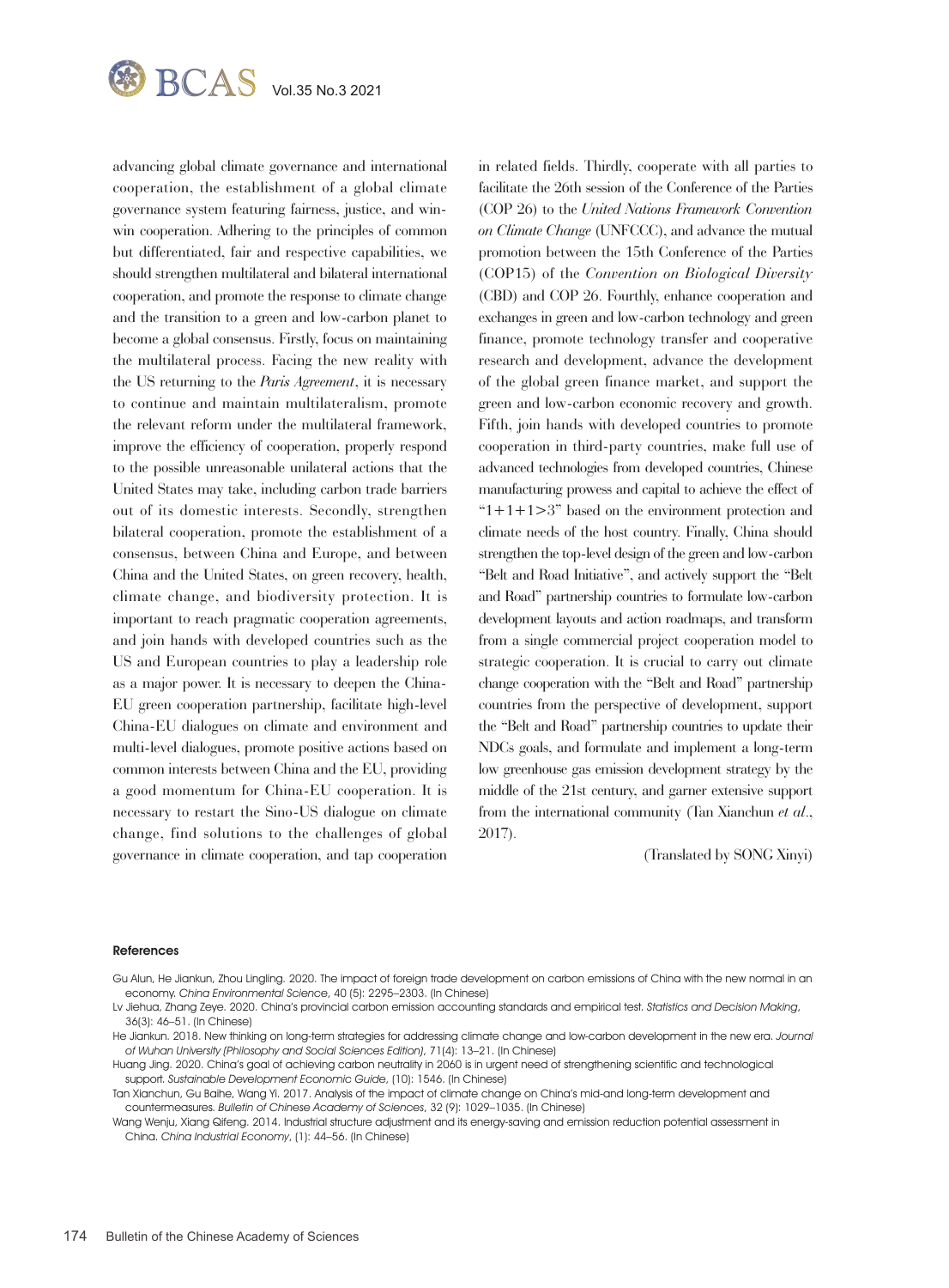advancing global climate governance and international cooperation, the establishment of a global climate governance system featuring fairness, justice, and win-win cooperation. Adhering to the principles of common but differentiated, fair and respective capabilities, we should strengthen multilateral and bilateral international cooperation, and promote the response to climate change and the transition to a green and low-carbon planet to become a global consensus. Firstly, focus on maintaining the multilateral process. Facing the new reality with the US returning to the *Paris Agreement*, it is necessary to continue and maintain multilateralism, promote the relevant reform under the multilateral framework, improve the efficiency of cooperation, properly respond to the possible unreasonable unilateral actions that the United States may take, including carbon trade barriers out of its domestic interests. Secondly, strengthen bilateral cooperation, promote the establishment of a consensus, between China and Europe, and between China and the United States, on green recovery, health, climate change, and biodiversity protection. It is important to reach pragmatic cooperation agreements, and join hands with developed countries such as the US and European countries to play a leadership role as a major power. It is necessary to deepen the China-EU green cooperation partnership, facilitate high-level China-EU dialogues on climate and environment and multi-level dialogues, promote positive actions based on common interests between China and the EU, providing a good momentum for China-EU cooperation. It is necessary to restart the Sino-US dialogue on climate change, find solutions to the challenges of global governance in climate cooperation, and tap cooperation in related fields. Thirdly, cooperate with all parties to facilitate the 26th session of the Conference of the Parties (COP 26) to the *United Nations Framework Convention on Climate Change* (UNFCCC), and advance the mutual promotion between the 15th Conference of the Parties (COP15) of the *Convention on Biological Diversity* (CBD) and COP 26. Fourthly, enhance cooperation and exchanges in green and low-carbon technology and green finance, promote technology transfer and cooperative research and development, advance the development of the global green finance market, and support the green and low-carbon economic recovery and growth. Fifth, join hands with developed countries to promote cooperation in third-party countries, make full use of advanced technologies from developed countries, Chinese manufacturing prowess and capital to achieve the effect of "1+1+1>3" based on the environment protection and climate needs of the host country. Finally, China should strengthen the top-level design of the green and low-carbon "Belt and Road Initiative", and actively support the "Belt and Road" partnership countries to formulate low-carbon development layouts and action roadmaps, and transform from a single commercial project cooperation model to strategic cooperation. It is crucial to carry out climate change cooperation with the "Belt and Road" partnership countries from the perspective of development, support the "Belt and Road" partnership countries to update their NDCs goals, and formulate and implement a long-term low greenhouse gas emission development strategy by the middle of the 21st century, and garner extensive support from the international community (Tan Xianchun *et al*., 2017).

(Translated by SONG Xinyi)

## References

Gu Alun, He Jiankun, Zhou Lingling. 2020. The impact of foreign trade development on carbon emissions of China with the new normal in an economy. *China Environmental Science*, 40 (5): 2295–2303. (In Chinese)

Lv Jiehua, Zhang Zeye. 2020. China's provincial carbon emission accounting standards and empirical test. *Statistics and Decision Making*, 36(3): 46–51. (In Chinese)

He Jiankun. 2018. New thinking on long-term strategies for addressing climate change and low-carbon development in the new era. *Journal of Wuhan University (Philosophy and Social Sciences Edition)*, 71(4): 13–21. (In Chinese)

Huang Jing. 2020. China's goal of achieving carbon neutrality in 2060 is in urgent need of strengthening scientific and technological support. *Sustainable Development Economic Guide*, (10): 1546. (In Chinese)

Tan Xianchun, Gu Baihe, Wang Yi. 2017. Analysis of the impact of climate change on China's mid-and long-term development and countermeasures. *Bulletin of Chinese Academy of Sciences*, 32 (9): 1029–1035. (In Chinese)

Wang Wenju, Xiang Qifeng. 2014. Industrial structure adjustment and its energy-saving and emission reduction potential assessment in China. *China Industrial Economy*, (1): 44–56. (In Chinese)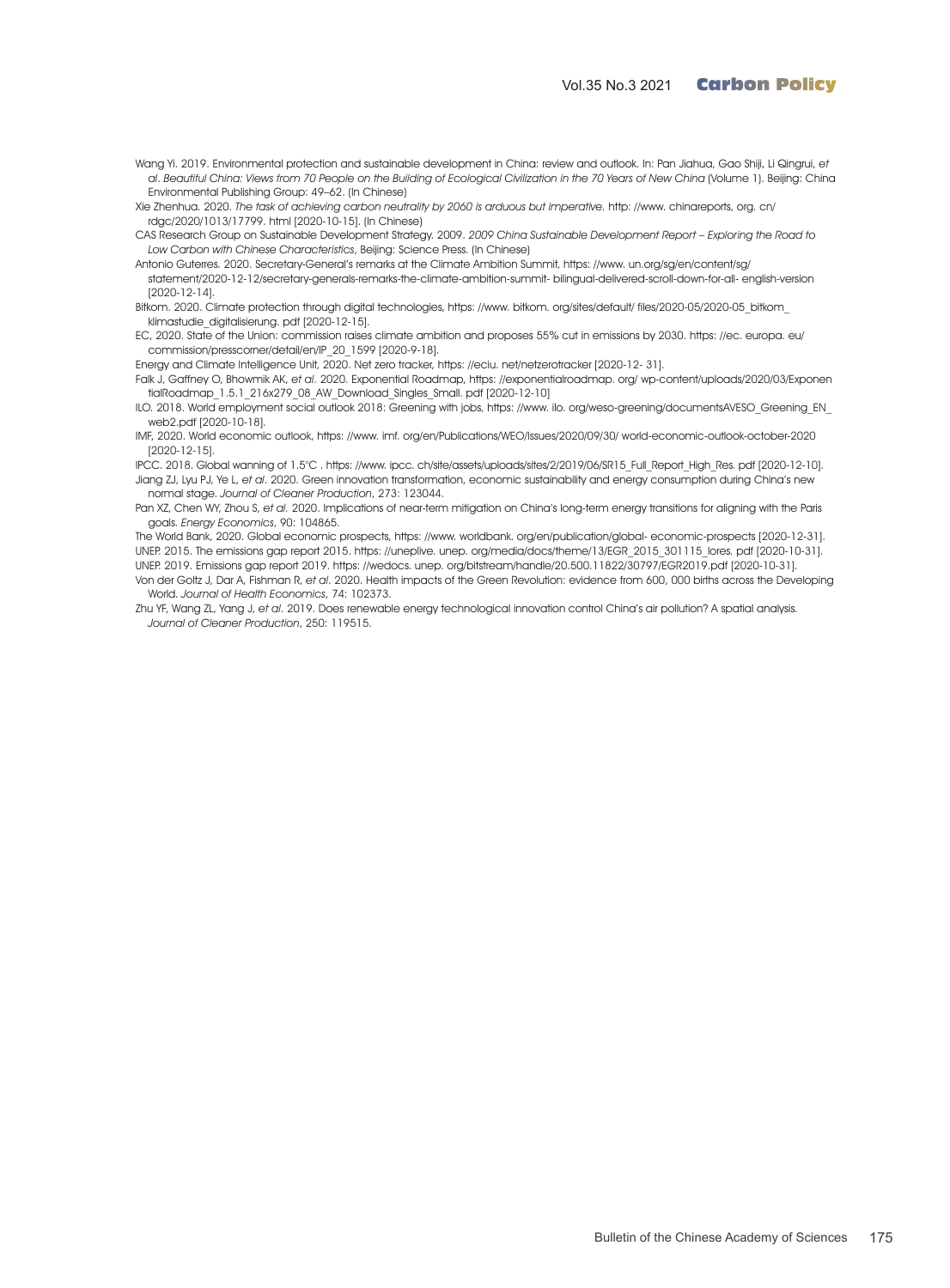Wang Yi. 2019. Environmental protection and sustainable development in China: review and outlook. In: Pan Jiahua, Gao Shiji, Li Qingrui, *et al*. *Beautiful China: Views from 70 People on the Building of Ecological Civilization in the 70 Years of New China* (Volume 1). Beijing: China Environmental Publishing Group: 49–62. (In Chinese)

Xie Zhenhua. 2020. *The task of achieving carbon neutrality by 2060 is arduous but imperative.* http: //www. chinareports, org. cn/ rdgc/2020/1013/17799. html [2020-10-15]. (In Chinese)

CAS Research Group on Sustainable Development Strategy. 2009. *2009 China Sustainable Development Report – Exploring the Road to Low Carbon with Chinese Characteristics*, Beijing: Science Press. (In Chinese)

Antonio Guterres. 2020. Secretary-General's remarks at the Climate Ambition Summit, https: //www. un.org/sg/en/content/sg/ statement/2020-12-12/secretary-generals-remarks-the-climate-ambition-summit- bilingual-delivered-scroll-down-for-all- english-version [2020-12-14].

Bitkom. 2020. Climate protection through digital technologies, https: //www. bitkom. org/sites/default/ files/2020-05/2020-05_bitkom_ klimastudie_digitalisierung. pdf [2020-12-15].

EC, 2020. State of the Union: commission raises climate ambition and proposes 55% cut in emissions by 2030. https: //ec. europa. eu/ commission/presscorner/detail/en/IP_20_1599 [2020-9-18].

Energy and Climate Intelligence Unit, 2020. Net zero tracker, https: //eciu. net/netzerotracker [2020-12- 31].

Falk J, Gaffney O, Bhowmik AK, *et al*. 2020. Exponential Roadmap, https: //exponentialroadmap. org/ wp-content/uploads/2020/03/ExponentialRoadmap_1.5.1_216x279_08_AW_Download_Singles_Small. pdf [2020-12-10]

ILO. 2018. World employment social outlook 2018: Greening with jobs, https: //www. ilo. org/weso-greening/documentsAVESO_Greening_EN_ web2.pdf [2020-10-18].

IMF, 2020. World economic outlook, https: //www. imf. org/en/Publications/WEO/Issues/2020/09/30/ world-economic-outlook-october-2020 [2020-12-15].

IPCC. 2018. Global wanning of 1.5°C . https: //www. ipcc. ch/site/assets/uploads/sites/2/2019/06/SR15_Full_Report_High_Res. pdf [2020-12-10].

Jiang ZJ, Lyu PJ, Ye L, *et al*. 2020. Green innovation transformation, economic sustainability and energy consumption during China's new normal stage. *Journal of Cleaner Production*, 273: 123044.

Pan XZ, Chen WY, Zhou S, *et al*. 2020. Implications of near-term mitigation on China's long-term energy transitions for aligning with the Paris goals. *Energy Economics*, 90: 104865.

The World Bank, 2020. Global economic prospects, https: //www. worldbank. org/en/publication/global- economic-prospects [2020-12-31].

UNEP. 2015. The emissions gap report 2015. https: //uneplive. unep. org/media/docs/theme/13/EGR_2015_301115_lores. pdf [2020-10-31].

UNEP. 2019. Emissions gap report 2019. https: //wedocs. unep. org/bitstream/handle/20.500.11822/30797/EGR2019.pdf [2020-10-31].

Von der Goltz J, Dar A, Fishman R, *et al*. 2020. Health impacts of the Green Revolution: evidence from 600, 000 births across the Developing World. *Journal of Health Economics*, 74: 102373.

Zhu YF, Wang ZL, Yang J, *et al*. 2019. Does renewable energy technological innovation control China's air pollution? A spatial analysis. *Journal of Cleaner Production*, 250: 119515.